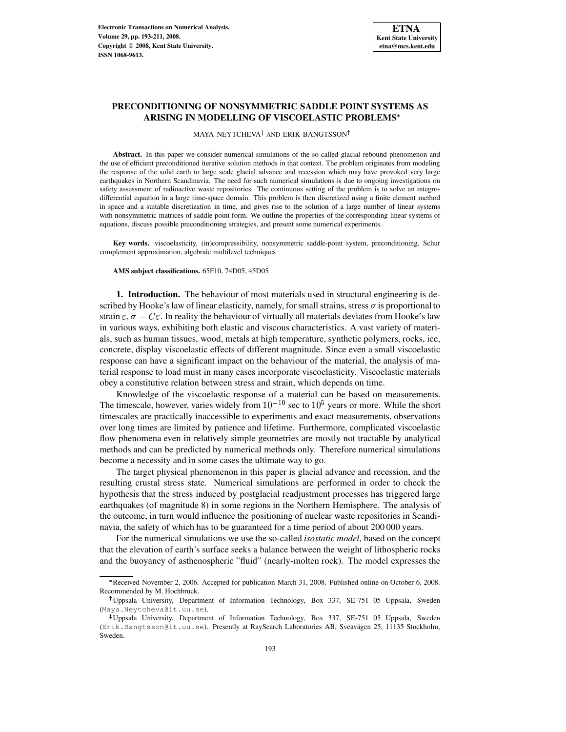# PRECONDITIONING OF NONSYMMETRIC SADDLE POINT SYSTEMS AS ARISING IN MODELLING OF VISCOELASTIC PROBLEMS*

MAYA NEYTCHEVA† AND ERIK BÄNGTSSON‡

**Abstract.** In this paper we consider numerical simulations of the so-called glacial rebound phenomenon and the use of efficient preconditioned iterative solution methods in that context. The problem originates from modeling the response of the solid earth to large scale glacial advance and recession which may have provoked very large earthquakes in Northern Scandinavia. The need for such numerical simulations is due to ongoing investigations on safety assessment of radioactive waste repositories. The continuous setting of the problem is to solve an integro-differential equation in a large time-space domain. This problem is then discretized using a finite element method in space and a suitable discretization in time, and gives rise to the solution of a large number of linear systems with nonsymmetric matrices of saddle point form. We outline the properties of the corresponding linear systems of equations, discuss possible preconditioning strategies, and present some numerical experiments.

**Key words.** viscoelasticity, (in)compressibility, nonsymmetric saddle-point system, preconditioning, Schur complement approximation, algebraic multilevel techniques

**AMS subject classifications.** 65F10, 74D05, 45D05

## 1. Introduction.

The behaviour of most materials used in structural engineering is described by Hooke's law of linear elasticity, namely, for small strains, stress $\sigma$ is proportional to strain $\varepsilon, \sigma = C\varepsilon$. In reality the behaviour of virtually all materials deviates from Hooke's law in various ways, exhibiting both elastic and viscous characteristics. A vast variety of materials, such as human tissues, wood, metals at high temperature, synthetic polymers, rocks, ice, concrete, display viscoelastic effects of different magnitude. Since even a small viscoelastic response can have a significant impact on the behaviour of the material, the analysis of material response to load must in many cases incorporate viscoelasticity. Viscoelastic materials obey a constitutive relation between stress and strain, which depends on time.

Knowledge of the viscoelastic response of a material can be based on measurements. The timescale, however, varies widely from $10^{-10}$ sec to $10^5$ years or more. While the short timescales are practically inaccessible to experiments and exact measurements, observations over long times are limited by patience and lifetime. Furthermore, complicated viscoelastic flow phenomena even in relatively simple geometries are mostly not tractable by analytical methods and can be predicted by numerical methods only. Therefore numerical simulations become a necessity and in some cases the ultimate way to go.

The target physical phenomenon in this paper is glacial advance and recession, and the resulting crustal stress state. Numerical simulations are performed in order to check the hypothesis that the stress induced by postglacial readjustment processes has triggered large earthquakes (of magnitude 8) in some regions in the Northern Hemisphere. The analysis of the outcome, in turn would influence the positioning of nuclear waste repositories in Scandinavia, the safety of which has to be guaranteed for a time period of about 200 000 years.

For the numerical simulations we use the so-called *isostatic model*, based on the concept that the elevation of earth's surface seeks a balance between the weight of lithospheric rocks and the buoyancy of asthenospheric "fluid" (nearly-molten rock). The model expresses the

---

*Received November 2, 2006. Accepted for publication March 31, 2008. Published online on October 6, 2008. Recommended by M. Hochbruck.

†Uppsala University, Department of Information Technology, Box 337, SE-751 05 Uppsala, Sweden (Maya.Neytcheva@it.uu.se).

‡Uppsala University, Department of Information Technology, Box 337, SE-751 05 Uppsala, Sweden (Erik.Bangtsson@it.uu.se). Presently at RaySearch Laboratories AB, Sveavägen 25, 11135 Stockholm, Sweden.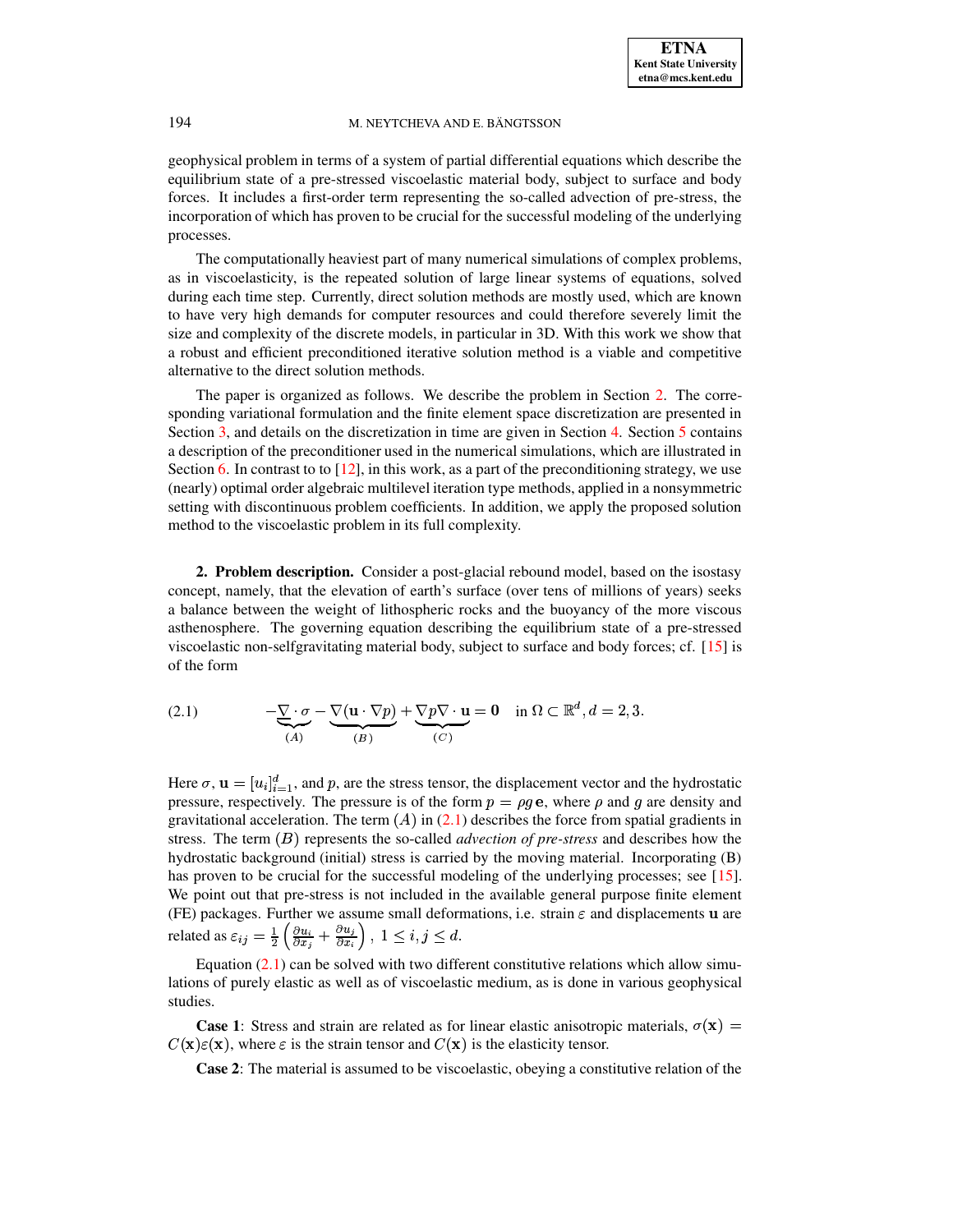geophysical problem in terms of a system of partial differential equations which describe the equilibrium state of a pre-stressed viscoelastic material body, subject to surface and body forces. It includes a first-order term representing the so-called advection of pre-stress, the incorporation of which has proven to be crucial for the successful modeling of the underlying processes.

The computationally heaviest part of many numerical simulations of complex problems, as in viscoelasticity, is the repeated solution of large linear systems of equations, solved during each time step. Currently, direct solution methods are mostly used, which are known to have very high demands for computer resources and could therefore severely limit the size and complexity of the discrete models, in particular in 3D. With this work we show that a robust and efficient preconditioned iterative solution method is a viable and competitive alternative to the direct solution methods.

The paper is organized as follows. We describe the problem in Section 2. The corresponding variational formulation and the finite element space discretization are presented in Section 3, and details on the discretization in time are given in Section 4. Section 5 contains a description of the preconditioner used in the numerical simulations, which are illustrated in Section 6. In contrast to to [12], in this work, as a part of the preconditioning strategy, we use (nearly) optimal order algebraic multilevel iteration type methods, applied in a nonsymmetric setting with discontinuous problem coefficients. In addition, we apply the proposed solution method to the viscoelastic problem in its full complexity.

## 2. Problem description.

Consider a post-glacial rebound model, based on the isostasy concept, namely, that the elevation of earth's surface (over tens of millions of years) seeks a balance between the weight of lithospheric rocks and the buoyancy of the more viscous asthenosphere. The governing equation describing the equilibrium state of a pre-stressed viscoelastic non-selfgravitating material body, subject to surface and body forces; cf. [15] is of the form

$$-\underbrace{\nabla \cdot \sigma}_{(A)} - \underbrace{\nabla(\mathbf{u} \cdot \nabla p)}_{(B)} + \underbrace{\nabla p \nabla \cdot \mathbf{u}}_{(C)} = \mathbf{0} \quad \text{in } \Omega \subset \mathbb{R}^d, d = 2, 3. \tag{2.1}$$

Here $\sigma$, $\mathbf{u} = [u_i]_{i=1}^d$, and $p$, are the stress tensor, the displacement vector and the hydrostatic pressure, respectively. The pressure is of the form $p = \rho g \, \mathbf{e}$, where $\rho$ and $g$ are density and gravitational acceleration. The term $(A)$ in (2.1) describes the force from spatial gradients in stress. The term $(B)$ represents the so-called *advection of pre-stress* and describes how the hydrostatic background (initial) stress is carried by the moving material. Incorporating (B) has proven to be crucial for the successful modeling of the underlying processes; see [15]. We point out that pre-stress is not included in the available general purpose finite element (FE) packages. Further we assume small deformations, i.e. strain $\varepsilon$ and displacements $\mathbf{u}$ are related as $\varepsilon_{ij} = \frac{1}{2}\left(\frac{\partial u_i}{\partial x_j} + \frac{\partial u_j}{\partial x_i}\right)$, $1 \leq i, j \leq d$.

Equation (2.1) can be solved with two different constitutive relations which allow simulations of purely elastic as well as of viscoelastic medium, as is done in various geophysical studies.

**Case 1**: Stress and strain are related as for linear elastic anisotropic materials, $\sigma(\mathbf{x}) = C(\mathbf{x})\varepsilon(\mathbf{x})$, where $\varepsilon$ is the strain tensor and $C(\mathbf{x})$ is the elasticity tensor.

**Case 2**: The material is assumed to be viscoelastic, obeying a constitutive relation of the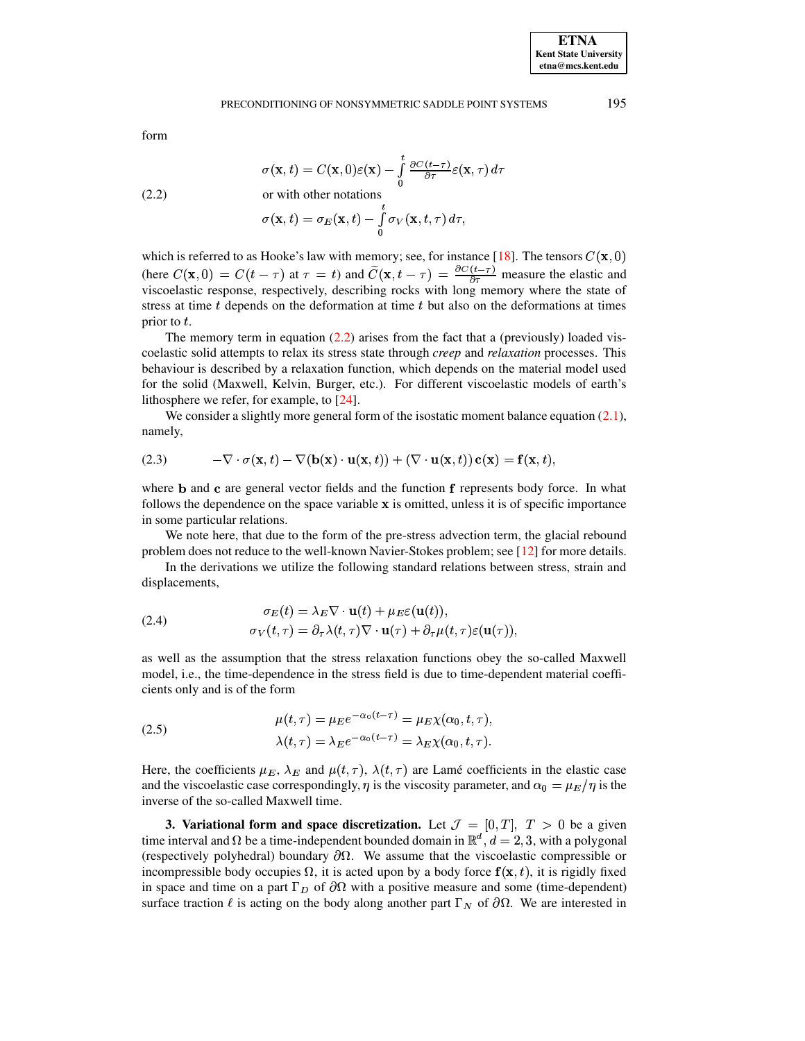form

$$
\begin{aligned}
&\sigma(\mathbf{x},t) = C(\mathbf{x},0)\varepsilon(\mathbf{x}) - \int_0^t \tfrac{\partial C(t-\tau)}{\partial \tau}\varepsilon(\mathbf{x},\tau)\,d\tau \\
&\text{or with other notations} \\
&\sigma(\mathbf{x},t) = \sigma_E(\mathbf{x},t) - \int_0^t \sigma_V(\mathbf{x},t,\tau)\,d\tau,
\end{aligned}
\tag{2.2}
$$

which is referred to as Hooke's law with memory; see, for instance [18]. The tensors $C(\mathbf{x},0)$ (here $C(\mathbf{x},0) = C(t-\tau)$ at $\tau = t$) and $\widetilde{C}(\mathbf{x},t-\tau) = \frac{\partial C(t-\tau)}{\partial \tau}$ measure the elastic and viscoelastic response, respectively, describing rocks with long memory where the state of stress at time $t$ depends on the deformation at time $t$ but also on the deformations at times prior to $t$.

The memory term in equation (2.2) arises from the fact that a (previously) loaded viscoelastic solid attempts to relax its stress state through *creep* and *relaxation* processes. This behaviour is described by a relaxation function, which depends on the material model used for the solid (Maxwell, Kelvin, Burger, etc.). For different viscoelastic models of earth's lithosphere we refer, for example, to [24].

We consider a slightly more general form of the isostatic moment balance equation (2.1), namely,

$$
-\nabla\cdot\sigma(\mathbf{x},t) - \nabla(\mathbf{b}(\mathbf{x})\cdot\mathbf{u}(\mathbf{x},t)) + (\nabla\cdot\mathbf{u}(\mathbf{x},t))\,\mathbf{c}(\mathbf{x}) = \mathbf{f}(\mathbf{x},t), \tag{2.3}
$$

where $\mathbf{b}$ and $\mathbf{c}$ are general vector fields and the function $\mathbf{f}$ represents body force. In what follows the dependence on the space variable $\mathbf{x}$ is omitted, unless it is of specific importance in some particular relations.

We note here, that due to the form of the pre-stress advection term, the glacial rebound problem does not reduce to the well-known Navier-Stokes problem; see [12] for more details.

In the derivations we utilize the following standard relations between stress, strain and displacements,

$$
\begin{aligned}
\sigma_E(t) &= \lambda_E\nabla\cdot\mathbf{u}(t) + \mu_E\varepsilon(\mathbf{u}(t)),\\
\sigma_V(t,\tau) &= \partial_\tau\lambda(t,\tau)\nabla\cdot\mathbf{u}(\tau) + \partial_\tau\mu(t,\tau)\varepsilon(\mathbf{u}(\tau)),
\end{aligned}
\tag{2.4}
$$

as well as the assumption that the stress relaxation functions obey the so-called Maxwell model, i.e., the time-dependence in the stress field is due to time-dependent material coefficients only and is of the form

$$
\begin{aligned}
\mu(t,\tau) &= \mu_E e^{-\alpha_0(t-\tau)} = \mu_E\chi(\alpha_0,t,\tau),\\
\lambda(t,\tau) &= \lambda_E e^{-\alpha_0(t-\tau)} = \lambda_E\chi(\alpha_0,t,\tau).
\end{aligned}
\tag{2.5}
$$

Here, the coefficients $\mu_E$, $\lambda_E$ and $\mu(t,\tau)$, $\lambda(t,\tau)$ are Lamé coefficients in the elastic case and the viscoelastic case correspondingly, $\eta$ is the viscosity parameter, and $\alpha_0 = \mu_E/\eta$ is the inverse of the so-called Maxwell time.

## 3. Variational form and space discretization.

Let $\mathcal{J} = [0,T],\ T > 0$ be a given time interval and $\Omega$ be a time-independent bounded domain in $\mathbb{R}^d$, $d = 2,3$, with a polygonal (respectively polyhedral) boundary $\partial\Omega$. We assume that the viscoelastic compressible or incompressible body occupies $\Omega$, it is acted upon by a body force $\mathbf{f}(\mathbf{x},t)$, it is rigidly fixed in space and time on a part $\Gamma_D$ of $\partial\Omega$ with a positive measure and some (time-dependent) surface traction $\ell$ is acting on the body along another part $\Gamma_N$ of $\partial\Omega$. We are interested in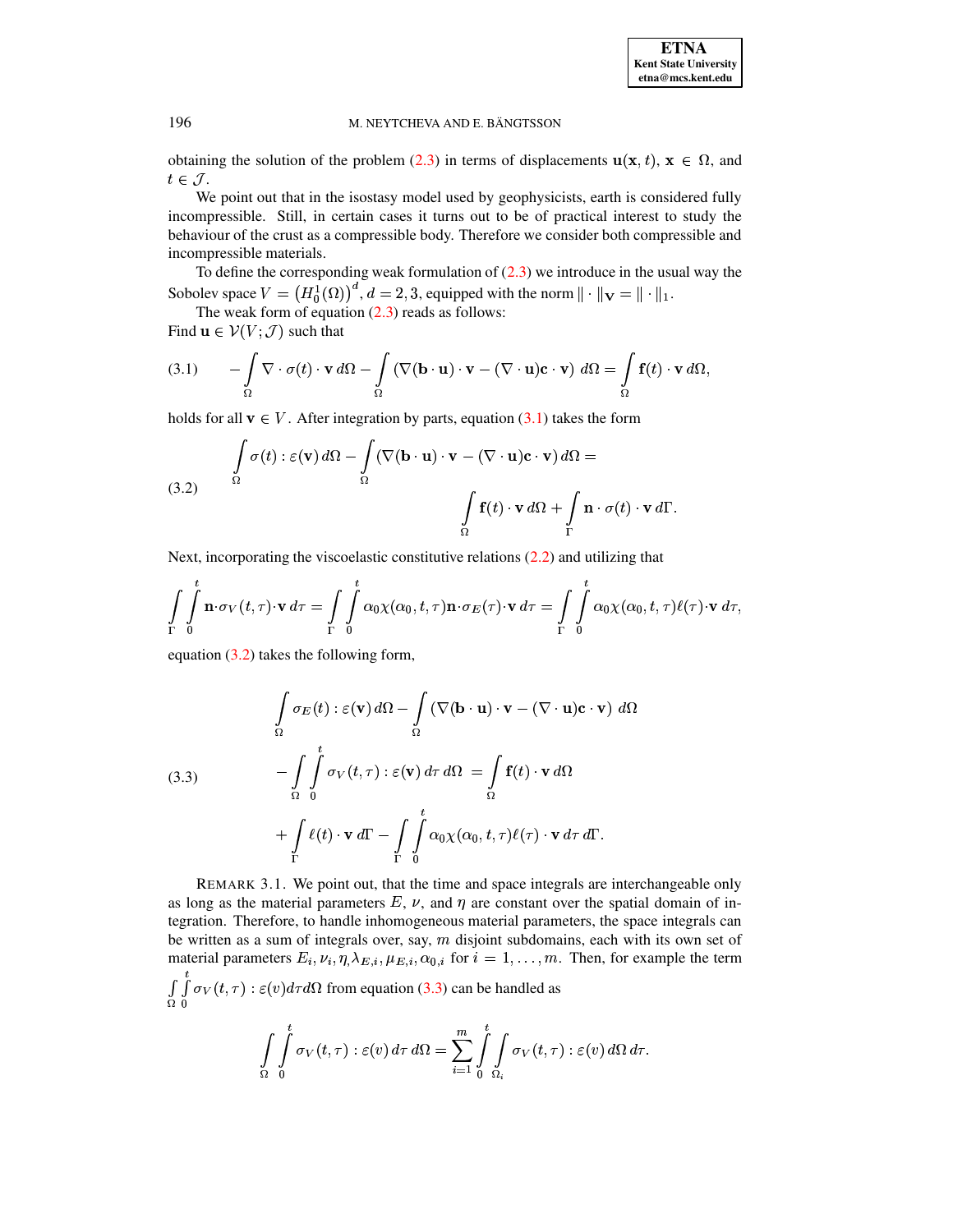obtaining the solution of the problem (2.3) in terms of displacements $\mathbf{u}(\mathbf{x}, t)$, $\mathbf{x} \in \Omega$, and $t \in \mathcal{J}$.

We point out that in the isostasy model used by geophysicists, earth is considered fully incompressible. Still, in certain cases it turns out to be of practical interest to study the behaviour of the crust as a compressible body. Therefore we consider both compressible and incompressible materials.

To define the corresponding weak formulation of (2.3) we introduce in the usual way the Sobolev space $V = \left(H_0^1(\Omega)\right)^d$, $d = 2, 3$, equipped with the norm $\|\cdot\|_{\mathbf{V}} = \|\cdot\|_1$.

The weak form of equation (2.3) reads as follows:
Find $\mathbf{u} \in \mathcal{V}(V; \mathcal{J})$ such that

$$
(3.1) \qquad -\int_\Omega \nabla \cdot \sigma(t) \cdot \mathbf{v} \, d\Omega - \int_\Omega \left(\nabla(\mathbf{b} \cdot \mathbf{u}) \cdot \mathbf{v} - (\nabla \cdot \mathbf{u})\mathbf{c} \cdot \mathbf{v}\right) \, d\Omega = \int_\Omega \mathbf{f}(t) \cdot \mathbf{v} \, d\Omega,
$$

holds for all $\mathbf{v} \in V$. After integration by parts, equation (3.1) takes the form

$$
(3.2) \qquad \int_\Omega \sigma(t) : \varepsilon(\mathbf{v}) \, d\Omega - \int_\Omega \left(\nabla(\mathbf{b} \cdot \mathbf{u}) \cdot \mathbf{v} - (\nabla \cdot \mathbf{u})\mathbf{c} \cdot \mathbf{v}\right) d\Omega = \int_\Omega \mathbf{f}(t) \cdot \mathbf{v} \, d\Omega + \int_\Gamma \mathbf{n} \cdot \sigma(t) \cdot \mathbf{v} \, d\Gamma.
$$

Next, incorporating the viscoelastic constitutive relations (2.2) and utilizing that

$$
\int_\Gamma \int_0^t \mathbf{n} \cdot \sigma_V(t, \tau) \cdot \mathbf{v} \, d\tau = \int_\Gamma \int_0^t \alpha_0 \chi(\alpha_0, t, \tau) \mathbf{n} \cdot \sigma_E(\tau) \cdot \mathbf{v} \, d\tau = \int_\Gamma \int_0^t \alpha_0 \chi(\alpha_0, t, \tau) \ell(\tau) \cdot \mathbf{v} \, d\tau,
$$

equation (3.2) takes the following form,

$$
(3.3) \qquad
\begin{aligned}
&\int_\Omega \sigma_E(t) : \varepsilon(\mathbf{v}) \, d\Omega - \int_\Omega \left(\nabla(\mathbf{b} \cdot \mathbf{u}) \cdot \mathbf{v} - (\nabla \cdot \mathbf{u})\mathbf{c} \cdot \mathbf{v}\right) \, d\Omega \\
&- \int_\Omega \int_0^t \sigma_V(t, \tau) : \varepsilon(\mathbf{v}) \, d\tau \, d\Omega \; = \int_\Omega \mathbf{f}(t) \cdot \mathbf{v} \, d\Omega \\
&+ \int_\Gamma \ell(t) \cdot \mathbf{v} \, d\Gamma - \int_\Gamma \int_0^t \alpha_0 \chi(\alpha_0, t, \tau) \ell(\tau) \cdot \mathbf{v} \, d\tau \, d\Gamma.
\end{aligned}
$$

REMARK 3.1. We point out, that the time and space integrals are interchangeable only as long as the material parameters $E$, $\nu$, and $\eta$ are constant over the spatial domain of integration. Therefore, to handle inhomogeneous material parameters, the space integrals can be written as a sum of integrals over, say, $m$ disjoint subdomains, each with its own set of material parameters $E_i, \nu_i, \eta, \lambda_{E,i}, \mu_{E,i}, \alpha_{0,i}$ for $i = 1, \ldots, m$. Then, for example the term $\int_\Omega \int_0^t \sigma_V(t, \tau) : \varepsilon(v) d\tau d\Omega$ from equation (3.3) can be handled as

$$
\int_\Omega \int_0^t \sigma_V(t, \tau) : \varepsilon(v) \, d\tau \, d\Omega = \sum_{i=1}^m \int_0^t \int_{\Omega_i} \sigma_V(t, \tau) : \varepsilon(v) \, d\Omega \, d\tau.
$$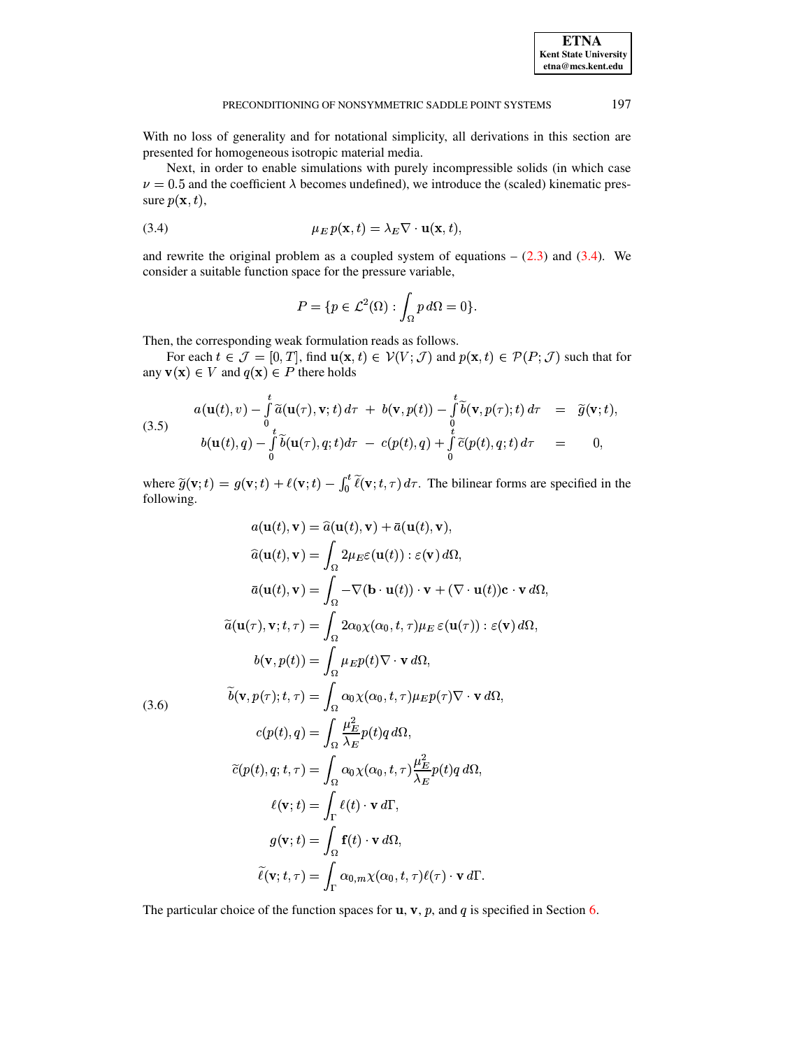With no loss of generality and for notational simplicity, all derivations in this section are presented for homogeneous isotropic material media.

Next, in order to enable simulations with purely incompressible solids (in which case $\nu = 0.5$ and the coefficient $\lambda$ becomes undefined), we introduce the (scaled) kinematic pressure $p(\mathbf{x}, t)$,

$$\mu_E \, p(\mathbf{x}, t) = \lambda_E \nabla \cdot \mathbf{u}(\mathbf{x}, t), \tag{3.4}$$

and rewrite the original problem as a coupled system of equations – (2.3) and (3.4). We consider a suitable function space for the pressure variable,

$$P = \{p \in \mathcal{L}^2(\Omega) : \int_\Omega p \, d\Omega = 0\}.$$

Then, the corresponding weak formulation reads as follows.

For each $t \in \mathcal{J} = [0, T]$, find $\mathbf{u}(\mathbf{x}, t) \in \mathcal{V}(V; \mathcal{J})$ and $p(\mathbf{x}, t) \in \mathcal{P}(P; \mathcal{J})$ such that for any $\mathbf{v}(\mathbf{x}) \in V$ and $q(\mathbf{x}) \in P$ there holds

$$\begin{aligned} a(\mathbf{u}(t), v) - \int_0^t \widetilde{a}(\mathbf{u}(\tau), \mathbf{v}; t) \, d\tau \; + \; b(\mathbf{v}, p(t)) - \int_0^t \widetilde{b}(\mathbf{v}, p(\tau); t) \, d\tau &= \widetilde{g}(\mathbf{v}; t), \\ b(\mathbf{u}(t), q) - \int_0^t \widetilde{b}(\mathbf{u}(\tau), q; t) d\tau \; - \; c(p(t), q) + \int_0^t \widetilde{c}(p(t), q; t) \, d\tau &= 0, \end{aligned} \tag{3.5}$$

where $\widetilde{g}(\mathbf{v}; t) = g(\mathbf{v}; t) + \ell(\mathbf{v}; t) - \int_0^t \widetilde{\ell}(\mathbf{v}; t, \tau) \, d\tau$. The bilinear forms are specified in the following.

$$\begin{aligned} a(\mathbf{u}(t), \mathbf{v}) &= \widehat{a}(\mathbf{u}(t), \mathbf{v}) + \bar{a}(\mathbf{u}(t), \mathbf{v}), \\ \widehat{a}(\mathbf{u}(t), \mathbf{v}) &= \int_\Omega 2\mu_E \varepsilon(\mathbf{u}(t)) : \varepsilon(\mathbf{v}) \, d\Omega, \\ \bar{a}(\mathbf{u}(t), \mathbf{v}) &= \int_\Omega -\nabla(\mathbf{b} \cdot \mathbf{u}(t)) \cdot \mathbf{v} + (\nabla \cdot \mathbf{u}(t))\mathbf{c} \cdot \mathbf{v} \, d\Omega, \\ \widetilde{a}(\mathbf{u}(\tau), \mathbf{v}; t, \tau) &= \int_\Omega 2\alpha_0 \chi(\alpha_0, t, \tau) \mu_E \, \varepsilon(\mathbf{u}(\tau)) : \varepsilon(\mathbf{v}) \, d\Omega, \\ b(\mathbf{v}, p(t)) &= \int_\Omega \mu_E p(t) \nabla \cdot \mathbf{v} \, d\Omega, \\ \widetilde{b}(\mathbf{v}, p(\tau); t, \tau) &= \int_\Omega \alpha_0 \chi(\alpha_0, t, \tau) \mu_E p(\tau) \nabla \cdot \mathbf{v} \, d\Omega, \\ c(p(t), q) &= \int_\Omega \frac{\mu_E^2}{\lambda_E} p(t) q \, d\Omega, \\ \widetilde{c}(p(t), q; t, \tau) &= \int_\Omega \alpha_0 \chi(\alpha_0, t, \tau) \frac{\mu_E^2}{\lambda_E} p(t) q \, d\Omega, \\ \ell(\mathbf{v}; t) &= \int_\Gamma \ell(t) \cdot \mathbf{v} \, d\Gamma, \\ g(\mathbf{v}; t) &= \int_\Omega \mathbf{f}(t) \cdot \mathbf{v} \, d\Omega, \\ \widetilde{\ell}(\mathbf{v}; t, \tau) &= \int_\Gamma \alpha_{0,m} \chi(\alpha_0, t, \tau) \ell(\tau) \cdot \mathbf{v} \, d\Gamma. \end{aligned} \tag{3.6}$$

The particular choice of the function spaces for $\mathbf{u}$, $\mathbf{v}$, $p$, and $q$ is specified in Section 6.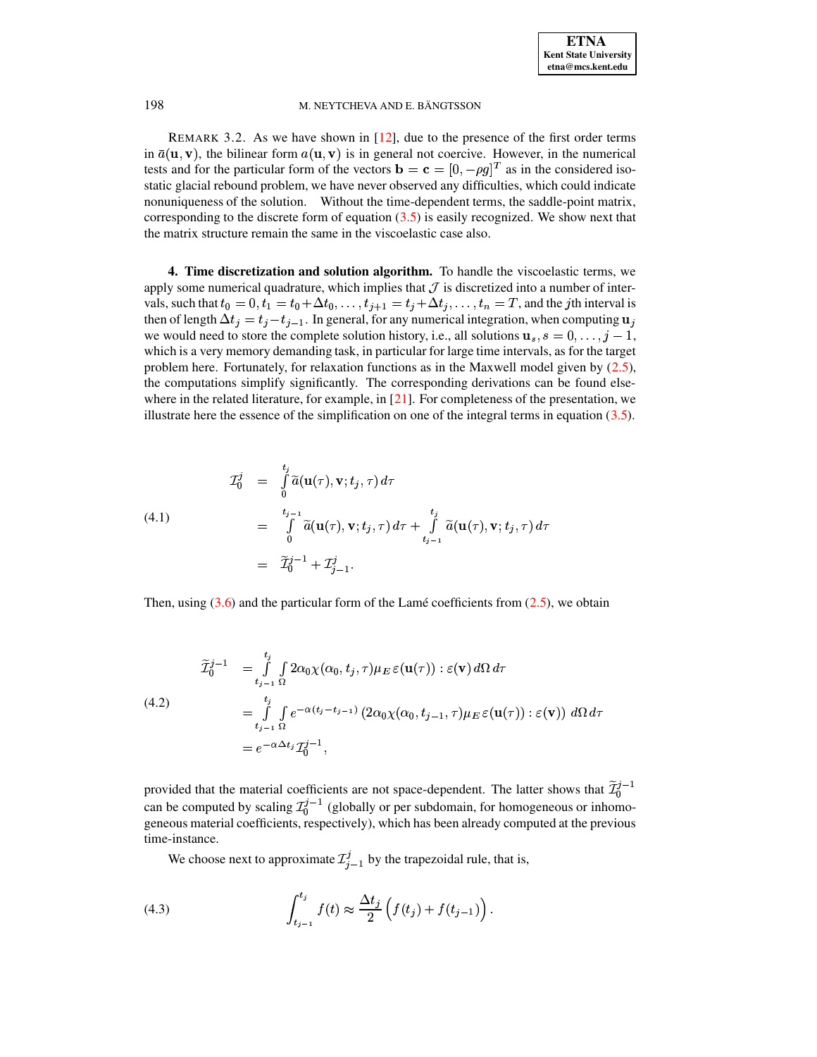REMARK 3.2. As we have shown in [12], due to the presence of the first order terms in $\bar{a}(\mathbf{u}, \mathbf{v})$, the bilinear form $a(\mathbf{u}, \mathbf{v})$ is in general not coercive. However, in the numerical tests and for the particular form of the vectors $\mathbf{b} = \mathbf{c} = [0, -\rho g]^T$ as in the considered isostatic glacial rebound problem, we have never observed any difficulties, which could indicate nonuniqueness of the solution. Without the time-dependent terms, the saddle-point matrix, corresponding to the discrete form of equation (3.5) is easily recognized. We show next that the matrix structure remain the same in the viscoelastic case also.

**4. Time discretization and solution algorithm.** To handle the viscoelastic terms, we apply some numerical quadrature, which implies that $\mathcal{J}$ is discretized into a number of intervals, such that $t_0 = 0, t_1 = t_0 + \Delta t_0, \ldots, t_{j+1} = t_j + \Delta t_j, \ldots, t_n = T$, and the $j$th interval is then of length $\Delta t_j = t_j - t_{j-1}$. In general, for any numerical integration, when computing $\mathbf{u}_j$ we would need to store the complete solution history, i.e., all solutions $\mathbf{u}_s, s = 0, \ldots, j-1$, which is a very memory demanding task, in particular for large time intervals, as for the target problem here. Fortunately, for relaxation functions as in the Maxwell model given by (2.5), the computations simplify significantly. The corresponding derivations can be found elsewhere in the related literature, for example, in [21]. For completeness of the presentation, we illustrate here the essence of the simplification on one of the integral terms in equation (3.5).

$$
\begin{aligned}
\mathcal{I}_0^j &= \int_0^{t_j} \widetilde{a}(\mathbf{u}(\tau), \mathbf{v}; t_j, \tau)\, d\tau \\
&= \int_0^{t_{j-1}} \widetilde{a}(\mathbf{u}(\tau), \mathbf{v}; t_j, \tau)\, d\tau + \int_{t_{j-1}}^{t_j} \widetilde{a}(\mathbf{u}(\tau), \mathbf{v}; t_j, \tau)\, d\tau \\
&= \widetilde{\mathcal{I}}_0^{j-1} + \mathcal{I}_{j-1}^j.
\end{aligned}
\tag{4.1}
$$

Then, using (3.6) and the particular form of the Lamé coefficients from (2.5), we obtain

$$
\begin{aligned}
\widetilde{\mathcal{I}}_0^{j-1} &= \int_{t_{j-1}}^{t_j} \int_\Omega 2\alpha_0 \chi(\alpha_0, t_j, \tau) \mu_E\, \varepsilon(\mathbf{u}(\tau)) : \varepsilon(\mathbf{v})\, d\Omega\, d\tau \\
&= \int_{t_{j-1}}^{t_j} \int_\Omega e^{-\alpha(t_j - t_{j-1})} \left(2\alpha_0 \chi(\alpha_0, t_{j-1}, \tau) \mu_E\, \varepsilon(\mathbf{u}(\tau)) : \varepsilon(\mathbf{v})\right)\, d\Omega\, d\tau \\
&= e^{-\alpha \Delta t_j} \mathcal{I}_0^{j-1},
\end{aligned}
\tag{4.2}
$$

provided that the material coefficients are not space-dependent. The latter shows that $\widetilde{\mathcal{I}}_0^{j-1}$ can be computed by scaling $\mathcal{I}_0^{j-1}$ (globally or per subdomain, for homogeneous or inhomogeneous material coefficients, respectively), which has been already computed at the previous time-instance.

We choose next to approximate $\mathcal{I}_{j-1}^j$ by the trapezoidal rule, that is,

$$
\int_{t_{j-1}}^{t_j} f(t) \approx \frac{\Delta t_j}{2} \Big( f(t_j) + f(t_{j-1}) \Big).
\tag{4.3}
$$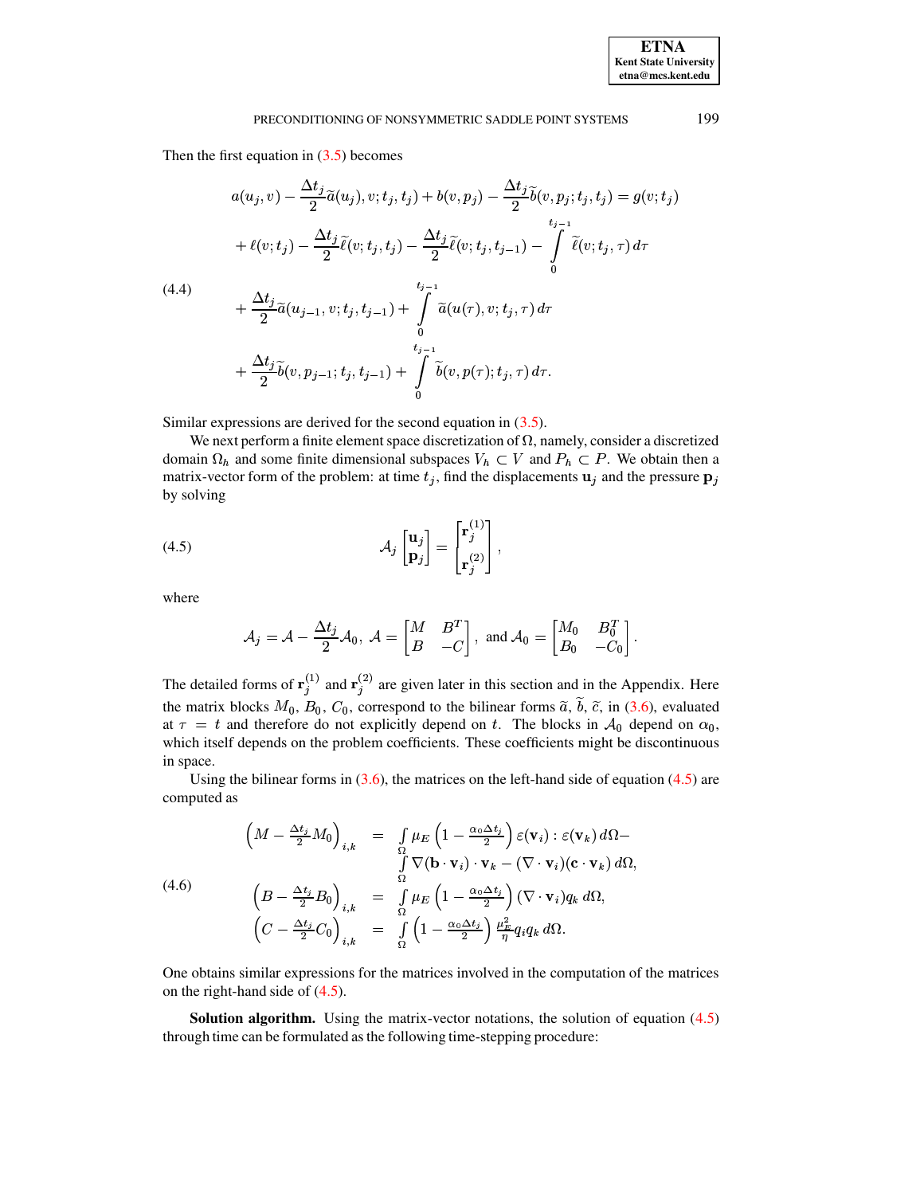Then the first equation in (3.5) becomes

$$
\begin{aligned}
a(u_j, v) - \frac{\Delta t_j}{2}\widetilde{a}(u_j), v; t_j, t_j) + b(v, p_j) - \frac{\Delta t_j}{2}\widetilde{b}(v, p_j; t_j, t_j) = g(v; t_j) \\
+ \ell(v; t_j) - \frac{\Delta t_j}{2}\widetilde{\ell}(v; t_j, t_j) - \frac{\Delta t_j}{2}\widetilde{\ell}(v; t_j, t_{j-1}) - \int_0^{t_{j-1}} \widetilde{\ell}(v; t_j, \tau)\, d\tau \\
+ \frac{\Delta t_j}{2}\widetilde{a}(u_{j-1}, v; t_j, t_{j-1}) + \int_0^{t_{j-1}} \widetilde{a}(u(\tau), v; t_j, \tau)\, d\tau \\
+ \frac{\Delta t_j}{2}\widetilde{b}(v, p_{j-1}; t_j, t_{j-1}) + \int_0^{t_{j-1}} \widetilde{b}(v, p(\tau); t_j, \tau)\, d\tau.
\end{aligned}
\tag{4.4}
$$

Similar expressions are derived for the second equation in (3.5).

We next perform a finite element space discretization of $\Omega$, namely, consider a discretized domain $\Omega_h$ and some finite dimensional subspaces $V_h \subset V$ and $P_h \subset P$. We obtain then a matrix-vector form of the problem: at time $t_j$, find the displacements $\mathbf{u}_j$ and the pressure $\mathbf{p}_j$ by solving

$$
\mathcal{A}_j \begin{bmatrix} \mathbf{u}_j \\ \mathbf{p}_j \end{bmatrix} = \begin{bmatrix} \mathbf{r}_j^{(1)} \\ \mathbf{r}_j^{(2)} \end{bmatrix}, \tag{4.5}
$$

where

$$
\mathcal{A}_j = \mathcal{A} - \frac{\Delta t_j}{2}\mathcal{A}_0,\ \mathcal{A} = \begin{bmatrix} M & B^T \\ B & -C \end{bmatrix},\ \text{and } \mathcal{A}_0 = \begin{bmatrix} M_0 & B_0^T \\ B_0 & -C_0 \end{bmatrix}.
$$

The detailed forms of $\mathbf{r}_j^{(1)}$ and $\mathbf{r}_j^{(2)}$ are given later in this section and in the Appendix. Here the matrix blocks $M_0$, $B_0$, $C_0$, correspond to the bilinear forms $\widetilde{a}$, $\widetilde{b}$, $\widetilde{c}$, in (3.6), evaluated at $\tau = t$ and therefore do not explicitly depend on $t$. The blocks in $\mathcal{A}_0$ depend on $\alpha_0$, which itself depends on the problem coefficients. These coefficients might be discontinuous in space.

Using the bilinear forms in (3.6), the matrices on the left-hand side of equation (4.5) are computed as

$$
\begin{aligned}
\left(M - \tfrac{\Delta t_j}{2}M_0\right)_{i,k} &= \int_\Omega \mu_E \left(1 - \tfrac{\alpha_0 \Delta t_j}{2}\right) \varepsilon(\mathbf{v}_i) : \varepsilon(\mathbf{v}_k)\, d\Omega - \\
&\quad \int_\Omega \nabla(\mathbf{b}\cdot\mathbf{v}_i)\cdot\mathbf{v}_k - (\nabla\cdot\mathbf{v}_i)(\mathbf{c}\cdot\mathbf{v}_k)\, d\Omega, \\
\left(B - \tfrac{\Delta t_j}{2}B_0\right)_{i,k} &= \int_\Omega \mu_E \left(1 - \tfrac{\alpha_0 \Delta t_j}{2}\right)(\nabla\cdot\mathbf{v}_i) q_k\, d\Omega, \\
\left(C - \tfrac{\Delta t_j}{2}C_0\right)_{i,k} &= \int_\Omega \left(1 - \tfrac{\alpha_0 \Delta t_j}{2}\right) \tfrac{\mu_E^2}{\eta} q_i q_k\, d\Omega.
\end{aligned}
\tag{4.6}
$$

One obtains similar expressions for the matrices involved in the computation of the matrices on the right-hand side of (4.5).

**Solution algorithm.** Using the matrix-vector notations, the solution of equation (4.5) through time can be formulated as the following time-stepping procedure: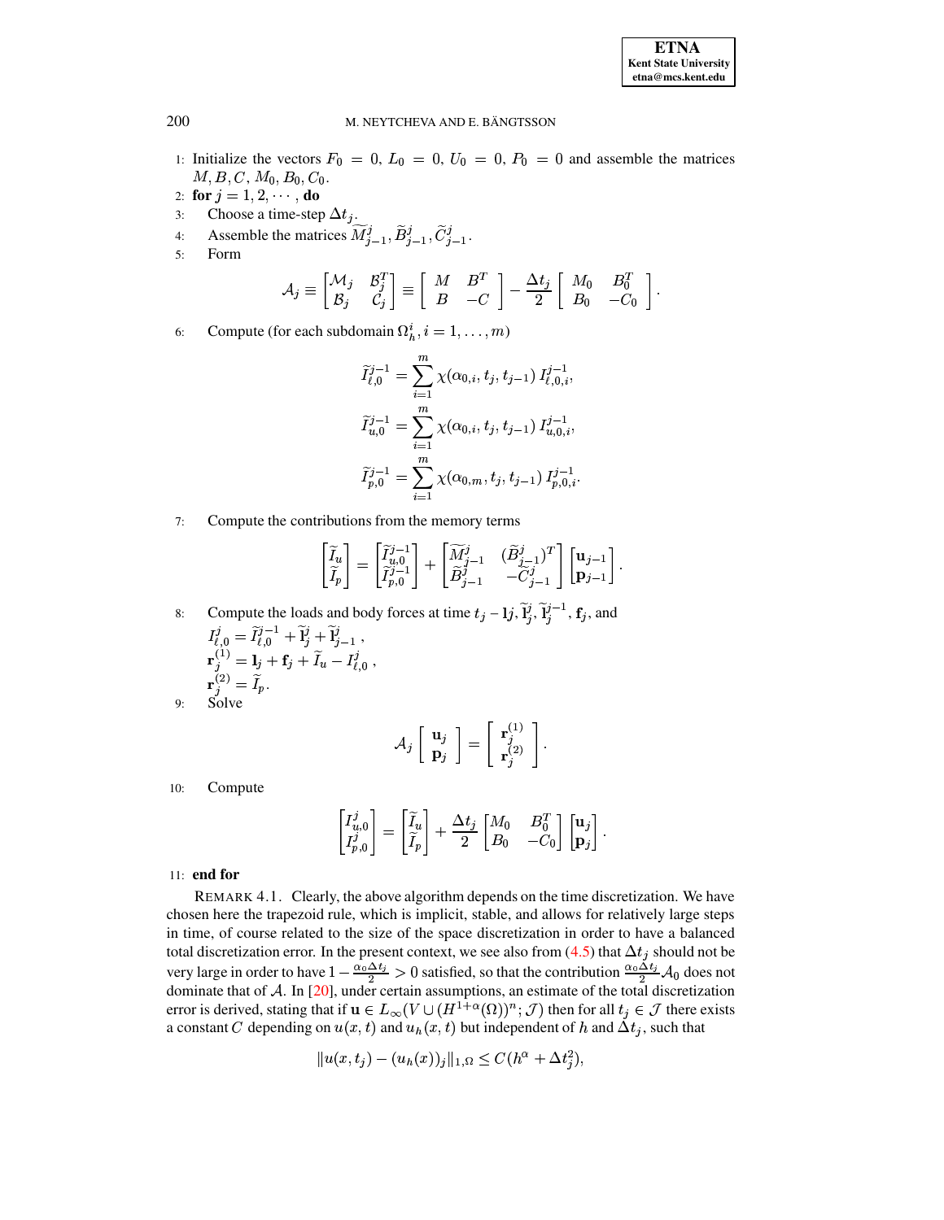1: Initialize the vectors $F_0 = 0$, $L_0 = 0$, $U_0 = 0$, $P_0 = 0$ and assemble the matrices $M, B, C, M_0, B_0, C_0$.

2: **for** $j = 1, 2, \cdots$ , **do**

3: Choose a time-step $\Delta t_j$.

4: Assemble the matrices $\widetilde{M}_{j-1}^{j}, \widetilde{B}_{j-1}^{j}, \widetilde{C}_{j-1}^{j}$.

5: Form

$$\mathcal{A}_j \equiv \begin{bmatrix} \mathcal{M}_j & \mathcal{B}_j^T \\ \mathcal{B}_j & \mathcal{C}_j \end{bmatrix} \equiv \begin{bmatrix} M & B^T \\ B & -C \end{bmatrix} - \frac{\Delta t_j}{2} \begin{bmatrix} M_0 & B_0^T \\ B_0 & -C_0 \end{bmatrix}.$$

6: Compute (for each subdomain $\Omega_h^i, i = 1, \ldots, m$)

$$\widetilde{I}_{\ell,0}^{j-1} = \sum_{i=1}^{m} \chi(\alpha_{0,i}, t_j, t_{j-1})\, I_{\ell,0,i}^{j-1},$$

$$\widetilde{I}_{u,0}^{j-1} = \sum_{i=1}^{m} \chi(\alpha_{0,i}, t_j, t_{j-1})\, I_{u,0,i}^{j-1},$$

$$\widetilde{I}_{p,0}^{j-1} = \sum_{i=1}^{m} \chi(\alpha_{0,m}, t_j, t_{j-1})\, I_{p,0,i}^{j-1}.$$

7: Compute the contributions from the memory terms

$$\begin{bmatrix} \widetilde{I}_u \\ \widetilde{I}_p \end{bmatrix} = \begin{bmatrix} \widetilde{I}_{u,0}^{j-1} \\ \widetilde{I}_{p,0}^{j-1} \end{bmatrix} + \begin{bmatrix} \widetilde{M}_{j-1}^{j} & (\widetilde{B}_{j-1}^{j})^T \\ \widetilde{B}_{j-1}^{j} & -\widetilde{C}_{j-1}^{j} \end{bmatrix} \begin{bmatrix} \mathbf{u}_{j-1} \\ \mathbf{p}_{j-1} \end{bmatrix}.$$

8: Compute the loads and body forces at time $t_j - \mathbf{l}j, \widetilde{\mathbf{l}}_j^j, \widetilde{\mathbf{l}}_j^{j-1}, \mathbf{f}_j$, and
$I_{\ell,0}^{j} = \widetilde{I}_{\ell,0}^{j-1} + \widetilde{\mathbf{l}}_j^j + \widetilde{\mathbf{l}}_{j-1}^j$ ,
$\mathbf{r}_j^{(1)} = \mathbf{l}_j + \mathbf{f}_j + \widetilde{I}_u - I_{\ell,0}^j$ ,
$\mathbf{r}_j^{(2)} = \widetilde{I}_p$.

9: Solve

$$\mathcal{A}_j \begin{bmatrix} \mathbf{u}_j \\ \mathbf{p}_j \end{bmatrix} = \begin{bmatrix} \mathbf{r}_j^{(1)} \\ \mathbf{r}_j^{(2)} \end{bmatrix}.$$

10: Compute

$$\begin{bmatrix} I_{u,0}^j \\ I_{p,0}^j \end{bmatrix} = \begin{bmatrix} \widetilde{I}_u \\ \widetilde{I}_p \end{bmatrix} + \frac{\Delta t_j}{2} \begin{bmatrix} M_0 & B_0^T \\ B_0 & -C_0 \end{bmatrix} \begin{bmatrix} \mathbf{u}_j \\ \mathbf{p}_j \end{bmatrix}.$$

11: **end for**

REMARK 4.1. Clearly, the above algorithm depends on the time discretization. We have chosen here the trapezoid rule, which is implicit, stable, and allows for relatively large steps in time, of course related to the size of the space discretization in order to have a balanced total discretization error. In the present context, we see also from (4.5) that $\Delta t_j$ should not be very large in order to have $1 - \frac{\alpha_0 \Delta t_j}{2} > 0$ satisfied, so that the contribution $\frac{\alpha_0 \Delta t_j}{2} \mathcal{A}_0$ does not dominate that of $\mathcal{A}$. In [20], under certain assumptions, an estimate of the total discretization error is derived, stating that if $\mathbf{u} \in L_\infty(V \cup (H^{1+\alpha}(\Omega))^n; \mathcal{J})$ then for all $t_j \in \mathcal{J}$ there exists a constant $C$ depending on $u(x,t)$ and $u_h(x,t)$ but independent of $h$ and $\Delta t_j$, such that

$$\|u(x, t_j) - (u_h(x))_j\|_{1,\Omega} \leq C(h^\alpha + \Delta t_j^2),$$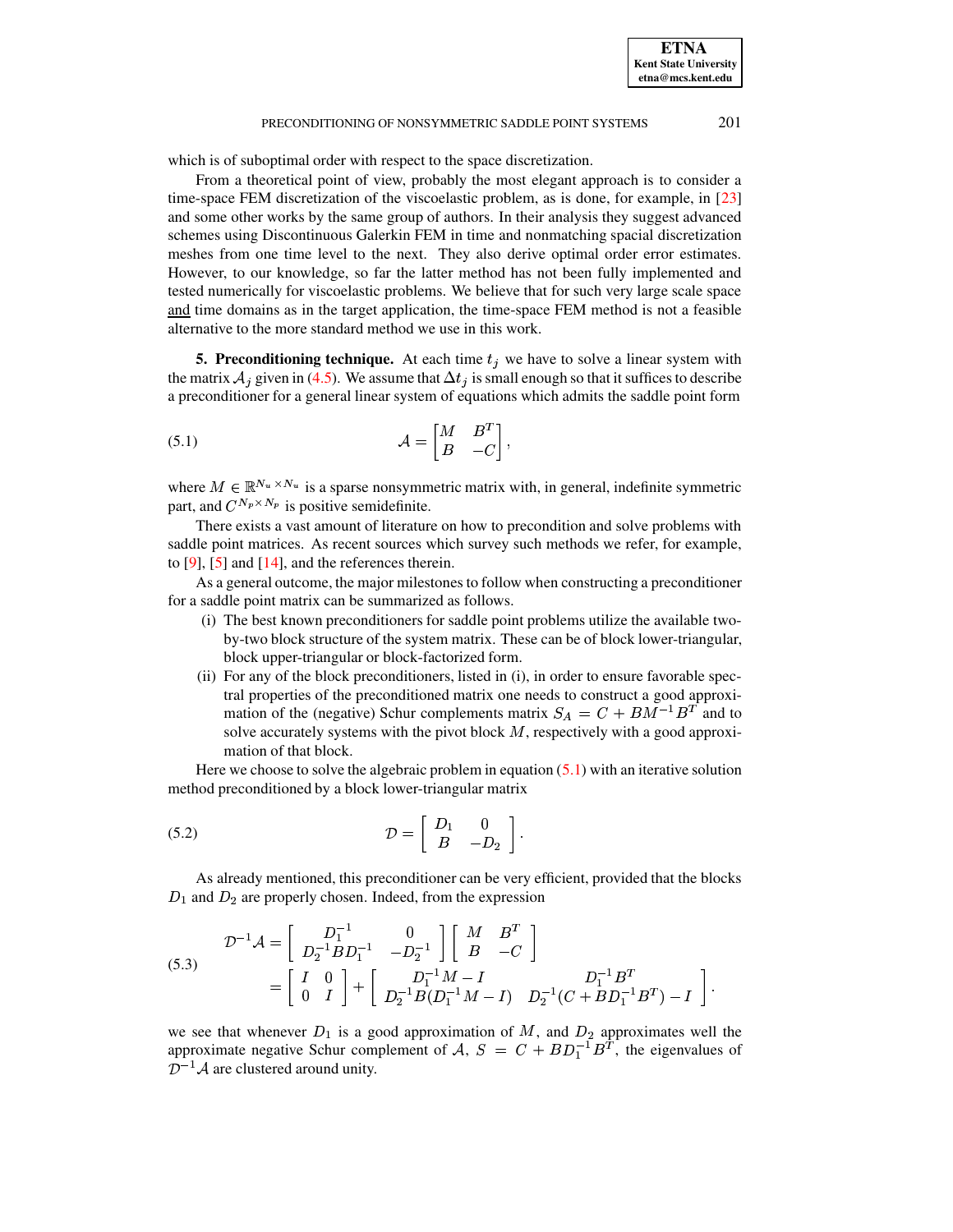which is of suboptimal order with respect to the space discretization.

From a theoretical point of view, probably the most elegant approach is to consider a time-space FEM discretization of the viscoelastic problem, as is done, for example, in [23] and some other works by the same group of authors. In their analysis they suggest advanced schemes using Discontinuous Galerkin FEM in time and nonmatching spacial discretization meshes from one time level to the next. They also derive optimal order error estimates. However, to our knowledge, so far the latter method has not been fully implemented and tested numerically for viscoelastic problems. We believe that for such very large scale space and time domains as in the target application, the time-space FEM method is not a feasible alternative to the more standard method we use in this work.

## 5. Preconditioning technique.

At each time $t_j$ we have to solve a linear system with the matrix $\mathcal{A}_j$ given in (4.5). We assume that $\Delta t_j$ is small enough so that it suffices to describe a preconditioner for a general linear system of equations which admits the saddle point form

$$\mathcal{A} = \begin{bmatrix} M & B^T \\ B & -C \end{bmatrix}, \tag{5.1}$$

where $M \in \mathbb{R}^{N_u \times N_u}$ is a sparse nonsymmetric matrix with, in general, indefinite symmetric part, and $C^{N_p \times N_p}$ is positive semidefinite.

There exists a vast amount of literature on how to precondition and solve problems with saddle point matrices. As recent sources which survey such methods we refer, for example, to [9], [5] and [14], and the references therein.

As a general outcome, the major milestones to follow when constructing a preconditioner for a saddle point matrix can be summarized as follows.

(i) The best known preconditioners for saddle point problems utilize the available two-by-two block structure of the system matrix. These can be of block lower-triangular, block upper-triangular or block-factorized form.

(ii) For any of the block preconditioners, listed in (i), in order to ensure favorable spectral properties of the preconditioned matrix one needs to construct a good approximation of the (negative) Schur complements matrix $S_A = C + BM^{-1}B^T$ and to solve accurately systems with the pivot block $M$, respectively with a good approximation of that block.

Here we choose to solve the algebraic problem in equation (5.1) with an iterative solution method preconditioned by a block lower-triangular matrix

$$\mathcal{D} = \begin{bmatrix} D_1 & 0 \\ B & -D_2 \end{bmatrix}. \tag{5.2}$$

As already mentioned, this preconditioner can be very efficient, provided that the blocks $D_1$ and $D_2$ are properly chosen. Indeed, from the expression

$$\begin{aligned} \mathcal{D}^{-1}\mathcal{A} &= \begin{bmatrix} D_1^{-1} & 0 \\ D_2^{-1}BD_1^{-1} & -D_2^{-1} \end{bmatrix} \begin{bmatrix} M & B^T \\ B & -C \end{bmatrix} \\ &= \begin{bmatrix} I & 0 \\ 0 & I \end{bmatrix} + \begin{bmatrix} D_1^{-1}M - I & D_1^{-1}B^T \\ D_2^{-1}B(D_1^{-1}M - I) & D_2^{-1}(C + BD_1^{-1}B^T) - I \end{bmatrix}. \end{aligned} \tag{5.3}$$

we see that whenever $D_1$ is a good approximation of $M$, and $D_2$ approximates well the approximate negative Schur complement of $\mathcal{A}$, $S = C + BD_1^{-1}B^T$, the eigenvalues of $\mathcal{D}^{-1}\mathcal{A}$ are clustered around unity.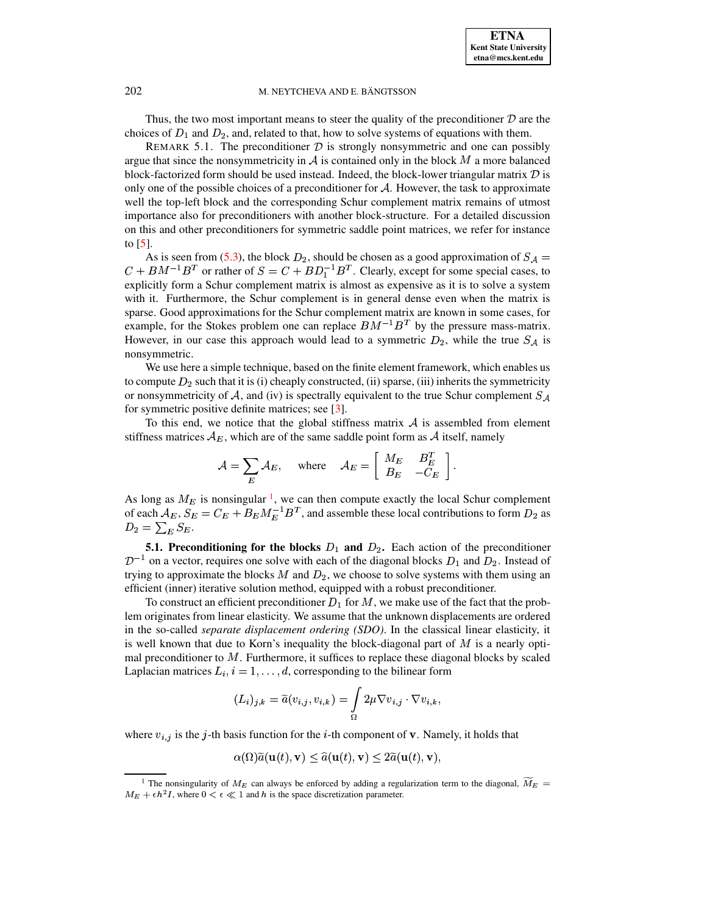Thus, the two most important means to steer the quality of the preconditioner $\mathcal{D}$ are the choices of $D_1$ and $D_2$, and, related to that, how to solve systems of equations with them.

REMARK 5.1. The preconditioner $\mathcal{D}$ is strongly nonsymmetric and one can possibly argue that since the nonsymmetricity in $\mathcal{A}$ is contained only in the block $M$ a more balanced block-factorized form should be used instead. Indeed, the block-lower triangular matrix $\mathcal{D}$ is only one of the possible choices of a preconditioner for $\mathcal{A}$. However, the task to approximate well the top-left block and the corresponding Schur complement matrix remains of utmost importance also for preconditioners with another block-structure. For a detailed discussion on this and other preconditioners for symmetric saddle point matrices, we refer for instance to [5].

As is seen from (5.3), the block $D_2$, should be chosen as a good approximation of $S_{\mathcal{A}} = C + BM^{-1}B^T$ or rather of $S = C + BD_1^{-1}B^T$. Clearly, except for some special cases, to explicitly form a Schur complement matrix is almost as expensive as it is to solve a system with it. Furthermore, the Schur complement is in general dense even when the matrix is sparse. Good approximations for the Schur complement matrix are known in some cases, for example, for the Stokes problem one can replace $BM^{-1}B^T$ by the pressure mass-matrix. However, in our case this approach would lead to a symmetric $D_2$, while the true $S_{\mathcal{A}}$ is nonsymmetric.

We use here a simple technique, based on the finite element framework, which enables us to compute $D_2$ such that it is (i) cheaply constructed, (ii) sparse, (iii) inherits the symmetricity or nonsymmetricity of $\mathcal{A}$, and (iv) is spectrally equivalent to the true Schur complement $S_{\mathcal{A}}$ for symmetric positive definite matrices; see [3].

To this end, we notice that the global stiffness matrix $\mathcal{A}$ is assembled from element stiffness matrices $\mathcal{A}_E$, which are of the same saddle point form as $\mathcal{A}$ itself, namely

$$\mathcal{A} = \sum_E \mathcal{A}_E, \quad \text{where} \quad \mathcal{A}_E = \begin{bmatrix} M_E & B_E^T \\ B_E & -C_E \end{bmatrix}.$$

As long as $M_E$ is nonsingular [1], we can then compute exactly the local Schur complement of each $\mathcal{A}_E$, $S_E = C_E + B_E M_E^{-1} B^T$, and assemble these local contributions to form $D_2$ as $D_2 = \sum_E S_E$.

**5.1. Preconditioning for the blocks $D_1$ and $D_2$.** Each action of the preconditioner $\mathcal{D}^{-1}$ on a vector, requires one solve with each of the diagonal blocks $D_1$ and $D_2$. Instead of trying to approximate the blocks $M$ and $D_2$, we choose to solve systems with them using an efficient (inner) iterative solution method, equipped with a robust preconditioner.

To construct an efficient preconditioner $D_1$ for $M$, we make use of the fact that the problem originates from linear elasticity. We assume that the unknown displacements are ordered in the so-called *separate displacement ordering (SDO)*. In the classical linear elasticity, it is well known that due to Korn's inequality the block-diagonal part of $M$ is a nearly optimal preconditioner to $M$. Furthermore, it suffices to replace these diagonal blocks by scaled Laplacian matrices $L_i$, $i = 1, \ldots, d$, corresponding to the bilinear form

$$(L_i)_{j,k} = \widetilde{a}(v_{i,j}, v_{i,k}) = \int_\Omega 2\mu \nabla v_{i,j} \cdot \nabla v_{i,k},$$

where $v_{i,j}$ is the $j$-th basis function for the $i$-th component of $\mathbf{v}$. Namely, it holds that

$$\alpha(\Omega)\widetilde{a}(\mathbf{u}(t), \mathbf{v}) \leq \widehat{a}(\mathbf{u}(t), \mathbf{v}) \leq 2\widetilde{a}(\mathbf{u}(t), \mathbf{v}),$$

---

[1] The nonsingularity of $M_E$ can always be enforced by adding a regularization term to the diagonal, $\widetilde{M_E} = M_E + \epsilon h^2 I$, where $0 < \epsilon \ll 1$ and $h$ is the space discretization parameter.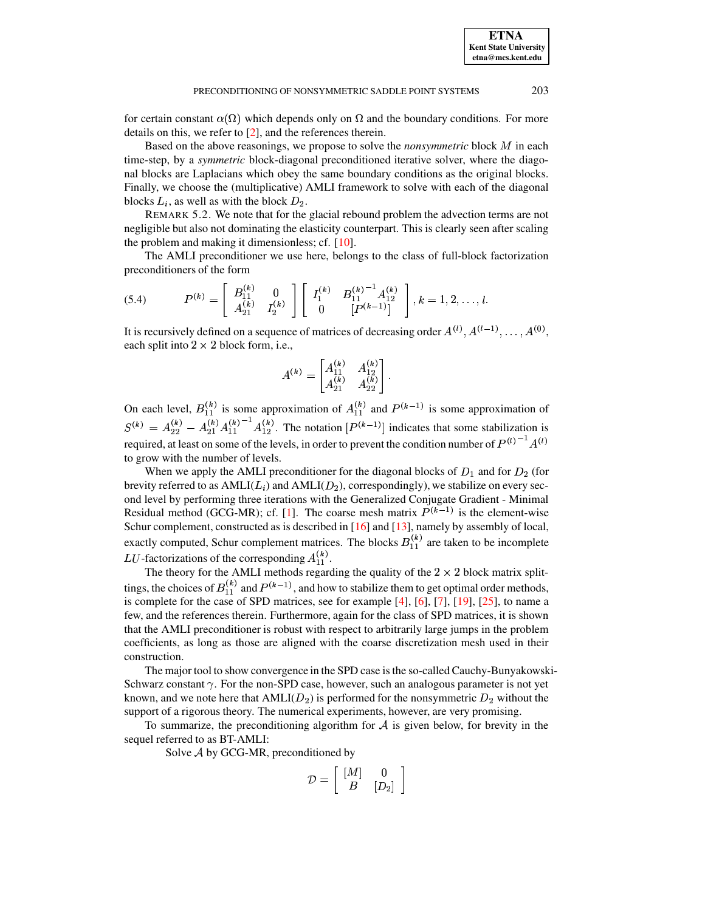for certain constant $\alpha(\Omega)$ which depends only on $\Omega$ and the boundary conditions. For more details on this, we refer to [2], and the references therein.

Based on the above reasonings, we propose to solve the *nonsymmetric* block $M$ in each time-step, by a *symmetric* block-diagonal preconditioned iterative solver, where the diagonal blocks are Laplacians which obey the same boundary conditions as the original blocks. Finally, we choose the (multiplicative) AMLI framework to solve with each of the diagonal blocks $L_i$, as well as with the block $D_2$.

REMARK 5.2. We note that for the glacial rebound problem the advection terms are not negligible but also not dominating the elasticity counterpart. This is clearly seen after scaling the problem and making it dimensionless; cf. [10].

The AMLI preconditioner we use here, belongs to the class of full-block factorization preconditioners of the form

$$P^{(k)} = \begin{bmatrix} B_{11}^{(k)} & 0 \\ A_{21}^{(k)} & I_2^{(k)} \end{bmatrix} \begin{bmatrix} I_1^{(k)} & {B_{11}^{(k)}}^{-1} A_{12}^{(k)} \\ 0 & [P^{(k-1)}] \end{bmatrix}, k = 1, 2, \ldots, l. \tag{5.4}$$

It is recursively defined on a sequence of matrices of decreasing order $A^{(l)}, A^{(l-1)}, \ldots, A^{(0)}$, each split into $2 \times 2$ block form, i.e.,

$$A^{(k)} = \begin{bmatrix} A_{11}^{(k)} & A_{12}^{(k)} \\ A_{21}^{(k)} & A_{22}^{(k)} \end{bmatrix}.$$

On each level, $B_{11}^{(k)}$ is some approximation of $A_{11}^{(k)}$ and $P^{(k-1)}$ is some approximation of $S^{(k)} = A_{22}^{(k)} - A_{21}^{(k)} {A_{11}^{(k)}}^{-1} A_{12}^{(k)}$. The notation $[P^{(k-1)}]$ indicates that some stabilization is required, at least on some of the levels, in order to prevent the condition number of ${P^{(l)}}^{-1} A^{(l)}$ to grow with the number of levels.

When we apply the AMLI preconditioner for the diagonal blocks of $D_1$ and for $D_2$ (for brevity referred to as AMLI($L_i$) and AMLI($D_2$), correspondingly), we stabilize on every second level by performing three iterations with the Generalized Conjugate Gradient - Minimal Residual method (GCG-MR); cf. [1]. The coarse mesh matrix $P^{(k-1)}$ is the element-wise Schur complement, constructed as is described in [16] and [13], namely by assembly of local, exactly computed, Schur complement matrices. The blocks $B_{11}^{(k)}$ are taken to be incomplete $LU$-factorizations of the corresponding $A_{11}^{(k)}$.

The theory for the AMLI methods regarding the quality of the $2 \times 2$ block matrix splittings, the choices of $B_{11}^{(k)}$ and $P^{(k-1)}$, and how to stabilize them to get optimal order methods, is complete for the case of SPD matrices, see for example [4], [6], [7], [19], [25], to name a few, and the references therein. Furthermore, again for the class of SPD matrices, it is shown that the AMLI preconditioner is robust with respect to arbitrarily large jumps in the problem coefficients, as long as those are aligned with the coarse discretization mesh used in their construction.

The major tool to show convergence in the SPD case is the so-called Cauchy-Bunyakowski-Schwarz constant $\gamma$. For the non-SPD case, however, such an analogous parameter is not yet known, and we note here that AMLI($D_2$) is performed for the nonsymmetric $D_2$ without the support of a rigorous theory. The numerical experiments, however, are very promising.

To summarize, the preconditioning algorithm for $\mathcal{A}$ is given below, for brevity in the sequel referred to as BT-AMLI:

Solve $\mathcal{A}$ by GCG-MR, preconditioned by

$$\mathcal{D} = \begin{bmatrix} [M] & 0 \\ B & [D_2] \end{bmatrix}$$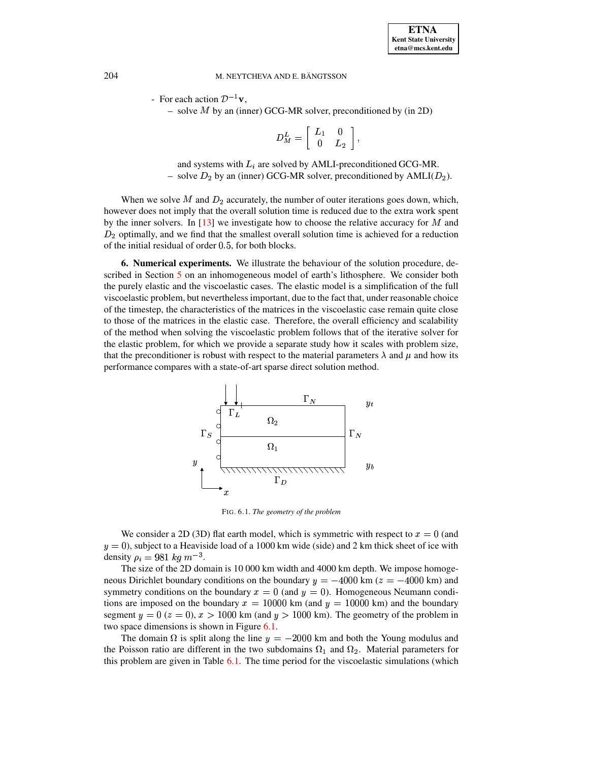- For each action $\mathcal{D}^{-1}\mathbf{v}$,
  - solve $M$ by an (inner) GCG-MR solver, preconditioned by (in 2D)

$$D_M^L = \begin{bmatrix} L_1 & 0 \\ 0 & L_2 \end{bmatrix},$$

    and systems with $L_i$ are solved by AMLI-preconditioned GCG-MR.
  - solve $D_2$ by an (inner) GCG-MR solver, preconditioned by AMLI$(D_2)$.

When we solve $M$ and $D_2$ accurately, the number of outer iterations goes down, which, however does not imply that the overall solution time is reduced due to the extra work spent by the inner solvers. In [13] we investigate how to choose the relative accuracy for $M$ and $D_2$ optimally, and we find that the smallest overall solution time is achieved for a reduction of the initial residual of order 0.5, for both blocks.

**6. Numerical experiments.** We illustrate the behaviour of the solution procedure, described in Section 5 on an inhomogeneous model of earth's lithosphere. We consider both the purely elastic and the viscoelastic cases. The elastic model is a simplification of the full viscoelastic problem, but nevertheless important, due to the fact that, under reasonable choice of the timestep, the characteristics of the matrices in the viscoelastic case remain quite close to those of the matrices in the elastic case. Therefore, the overall efficiency and scalability of the method when solving the viscoelastic problem follows that of the iterative solver for the elastic problem, for which we provide a separate study how it scales with problem size, that the preconditioner is robust with respect to the material parameters $\lambda$ and $\mu$ and how its performance compares with a state-of-art sparse direct solution method.

FIG. 6.1. *The geometry of the problem*

We consider a 2D (3D) flat earth model, which is symmetric with respect to $x = 0$ (and $y = 0$), subject to a Heaviside load of a 1000 km wide (side) and 2 km thick sheet of ice with density $\rho_i = 981\ kg\ m^{-3}$.

The size of the 2D domain is 10 000 km width and 4000 km depth. We impose homogeneous Dirichlet boundary conditions on the boundary $y = -4000$ km ($z = -4000$ km) and symmetry conditions on the boundary $x = 0$ (and $y = 0$). Homogeneous Neumann conditions are imposed on the boundary $x = 10000$ km (and $y = 10000$ km) and the boundary segment $y = 0$ ($z = 0$), $x > 1000$ km (and $y > 1000$ km). The geometry of the problem in two space dimensions is shown in Figure 6.1.

The domain $\Omega$ is split along the line $y = -2000$ km and both the Young modulus and the Poisson ratio are different in the two subdomains $\Omega_1$ and $\Omega_2$. Material parameters for this problem are given in Table 6.1. The time period for the viscoelastic simulations (which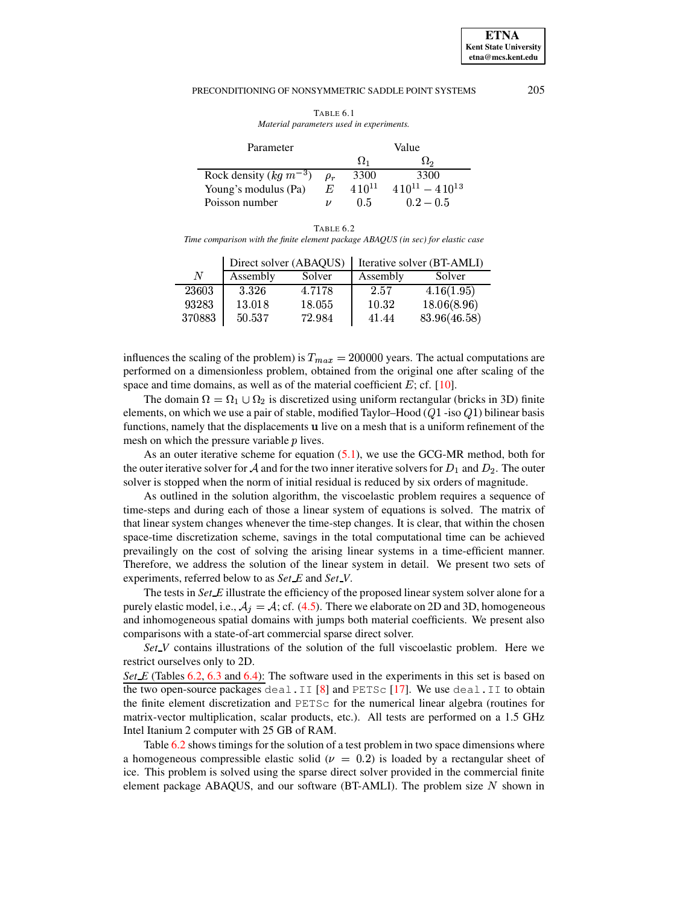TABLE 6.1
*Material parameters used in experiments.*

| Parameter | | Value | |
|---|---|---|---|
| | | $\Omega_1$ | $\Omega_2$ |
| Rock density ($kg\ m^{-3}$) | $\rho_r$ | 3300 | 3300 |
| Young's modulus (Pa) | $E$ | $4\,10^{11}$ | $4\,10^{11} - 4\,10^{13}$ |
| Poisson number | $\nu$ | 0.5 | $0.2 - 0.5$ |

TABLE 6.2
*Time comparison with the finite element package ABAQUS (in sec) for elastic case*

| | Direct solver (ABAQUS) | | Iterative solver (BT-AMLI) | |
|---|---|---|---|---|
| $N$ | Assembly | Solver | Assembly | Solver |
| 23603 | 3.326 | 4.7178 | 2.57 | 4.16(1.95) |
| 93283 | 13.018 | 18.055 | 10.32 | 18.06(8.96) |
| 370883 | 50.537 | 72.984 | 41.44 | 83.96(46.58) |

influences the scaling of the problem) is $T_{max} = 200000$ years. The actual computations are performed on a dimensionless problem, obtained from the original one after scaling of the space and time domains, as well as of the material coefficient $E$; cf. [10].

The domain $\Omega = \Omega_1 \cup \Omega_2$ is discretized using uniform rectangular (bricks in 3D) finite elements, on which we use a pair of stable, modified Taylor–Hood ($Q1$ -iso $Q1$) bilinear basis functions, namely that the displacements $\mathbf{u}$ live on a mesh that is a uniform refinement of the mesh on which the pressure variable $p$ lives.

As an outer iterative scheme for equation (5.1), we use the GCG-MR method, both for the outer iterative solver for $\mathcal{A}$ and for the two inner iterative solvers for $D_1$ and $D_2$. The outer solver is stopped when the norm of initial residual is reduced by six orders of magnitude.

As outlined in the solution algorithm, the viscoelastic problem requires a sequence of time-steps and during each of those a linear system of equations is solved. The matrix of that linear system changes whenever the time-step changes. It is clear, that within the chosen space-time discretization scheme, savings in the total computational time can be achieved prevailingly on the cost of solving the arising linear systems in a time-efficient manner. Therefore, we address the solution of the linear system in detail. We present two sets of experiments, referred below to as *Set_E* and *Set_V*.

The tests in *Set_E* illustrate the efficiency of the proposed linear system solver alone for a purely elastic model, i.e., $\mathcal{A}_j = \mathcal{A}$; cf. (4.5). There we elaborate on 2D and 3D, homogeneous and inhomogeneous spatial domains with jumps both material coefficients. We present also comparisons with a state-of-art commercial sparse direct solver.

*Set_V* contains illustrations of the solution of the full viscoelastic problem. Here we restrict ourselves only to 2D.

*Set_E* (Tables 6.2, 6.3 and 6.4): The software used in the experiments in this set is based on the two open-source packages `deal.II` [8] and `PETSc` [17]. We use `deal.II` to obtain the finite element discretization and `PETSc` for the numerical linear algebra (routines for matrix-vector multiplication, scalar products, etc.). All tests are performed on a 1.5 GHz Intel Itanium 2 computer with 25 GB of RAM.

Table 6.2 shows timings for the solution of a test problem in two space dimensions where a homogeneous compressible elastic solid ($\nu = 0.2$) is loaded by a rectangular sheet of ice. This problem is solved using the sparse direct solver provided in the commercial finite element package ABAQUS, and our software (BT-AMLI). The problem size $N$ shown in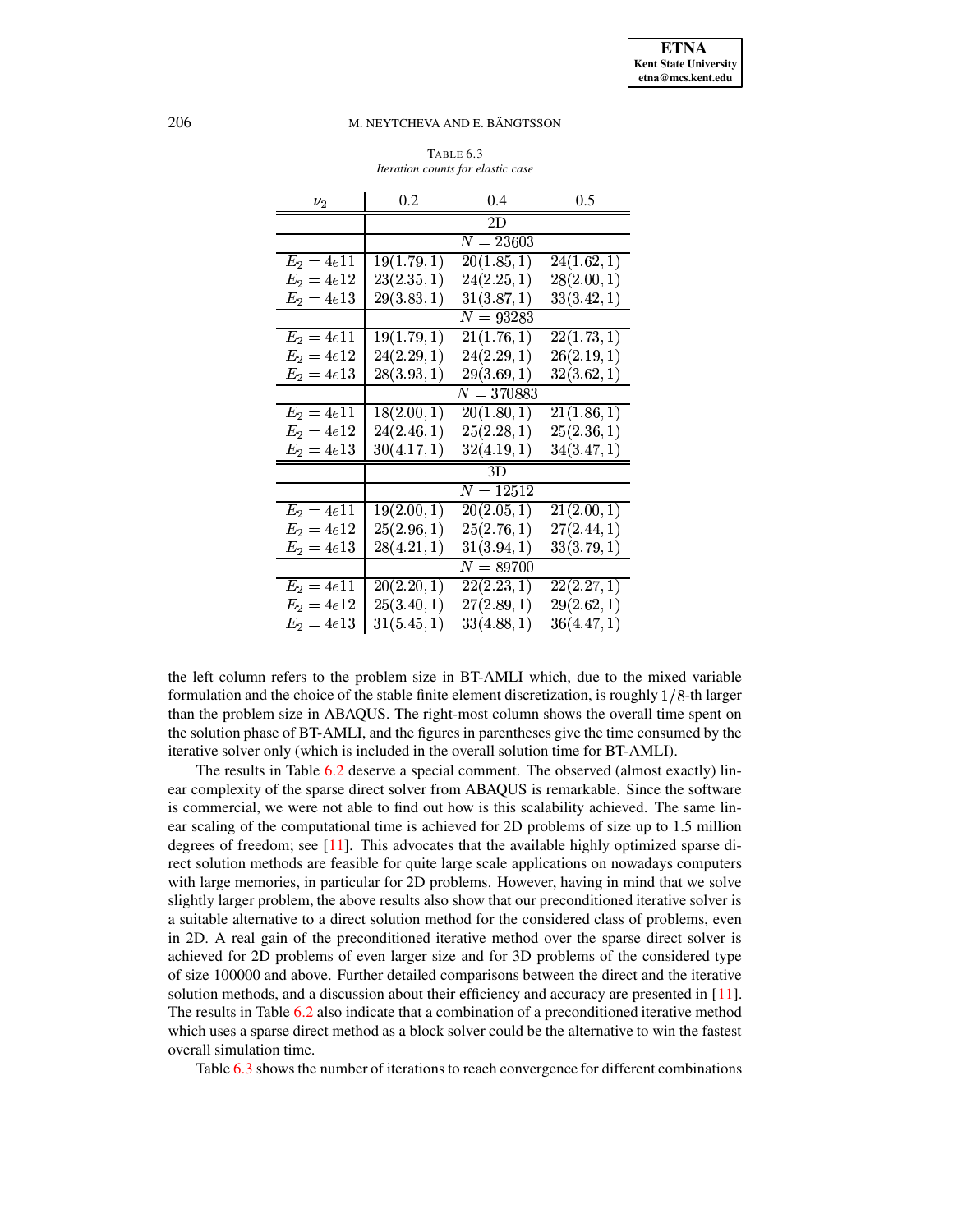TABLE 6.3
*Iteration counts for elastic case*

| $\nu_2$ | 0.2 | 0.4 | 0.5 |
|---|---|---|---|
| | | 2D | |
| | | $N = 23603$ | |
| $E_2 = 4e11$ | $19(1.79, 1)$ | $20(1.85, 1)$ | $24(1.62, 1)$ |
| $E_2 = 4e12$ | $23(2.35, 1)$ | $24(2.25, 1)$ | $28(2.00, 1)$ |
| $E_2 = 4e13$ | $29(3.83, 1)$ | $31(3.87, 1)$ | $33(3.42, 1)$ |
| | | $N = 93283$ | |
| $E_2 = 4e11$ | $19(1.79, 1)$ | $21(1.76, 1)$ | $22(1.73, 1)$ |
| $E_2 = 4e12$ | $24(2.29, 1)$ | $24(2.29, 1)$ | $26(2.19, 1)$ |
| $E_2 = 4e13$ | $28(3.93, 1)$ | $29(3.69, 1)$ | $32(3.62, 1)$ |
| | | $N = 370883$ | |
| $E_2 = 4e11$ | $18(2.00, 1)$ | $20(1.80, 1)$ | $21(1.86, 1)$ |
| $E_2 = 4e12$ | $24(2.46, 1)$ | $25(2.28, 1)$ | $25(2.36, 1)$ |
| $E_2 = 4e13$ | $30(4.17, 1)$ | $32(4.19, 1)$ | $34(3.47, 1)$ |
| | | 3D | |
| | | $N = 12512$ | |
| $E_2 = 4e11$ | $19(2.00, 1)$ | $20(2.05, 1)$ | $21(2.00, 1)$ |
| $E_2 = 4e12$ | $25(2.96, 1)$ | $25(2.76, 1)$ | $27(2.44, 1)$ |
| $E_2 = 4e13$ | $28(4.21, 1)$ | $31(3.94, 1)$ | $33(3.79, 1)$ |
| | | $N = 89700$ | |
| $E_2 = 4e11$ | $20(2.20, 1)$ | $22(2.23, 1)$ | $22(2.27, 1)$ |
| $E_2 = 4e12$ | $25(3.40, 1)$ | $27(2.89, 1)$ | $29(2.62, 1)$ |
| $E_2 = 4e13$ | $31(5.45, 1)$ | $33(4.88, 1)$ | $36(4.47, 1)$ |

the left column refers to the problem size in BT-AMLI which, due to the mixed variable formulation and the choice of the stable finite element discretization, is roughly $1/8$-th larger than the problem size in ABAQUS. The right-most column shows the overall time spent on the solution phase of BT-AMLI, and the figures in parentheses give the time consumed by the iterative solver only (which is included in the overall solution time for BT-AMLI).

The results in Table 6.2 deserve a special comment. The observed (almost exactly) linear complexity of the sparse direct solver from ABAQUS is remarkable. Since the software is commercial, we were not able to find out how is this scalability achieved. The same linear scaling of the computational time is achieved for 2D problems of size up to 1.5 million degrees of freedom; see [11]. This advocates that the available highly optimized sparse direct solution methods are feasible for quite large scale applications on nowadays computers with large memories, in particular for 2D problems. However, having in mind that we solve slightly larger problem, the above results also show that our preconditioned iterative solver is a suitable alternative to a direct solution method for the considered class of problems, even in 2D. A real gain of the preconditioned iterative method over the sparse direct solver is achieved for 2D problems of even larger size and for 3D problems of the considered type of size 100000 and above. Further detailed comparisons between the direct and the iterative solution methods, and a discussion about their efficiency and accuracy are presented in [11]. The results in Table 6.2 also indicate that a combination of a preconditioned iterative method which uses a sparse direct method as a block solver could be the alternative to win the fastest overall simulation time.

Table 6.3 shows the number of iterations to reach convergence for different combinations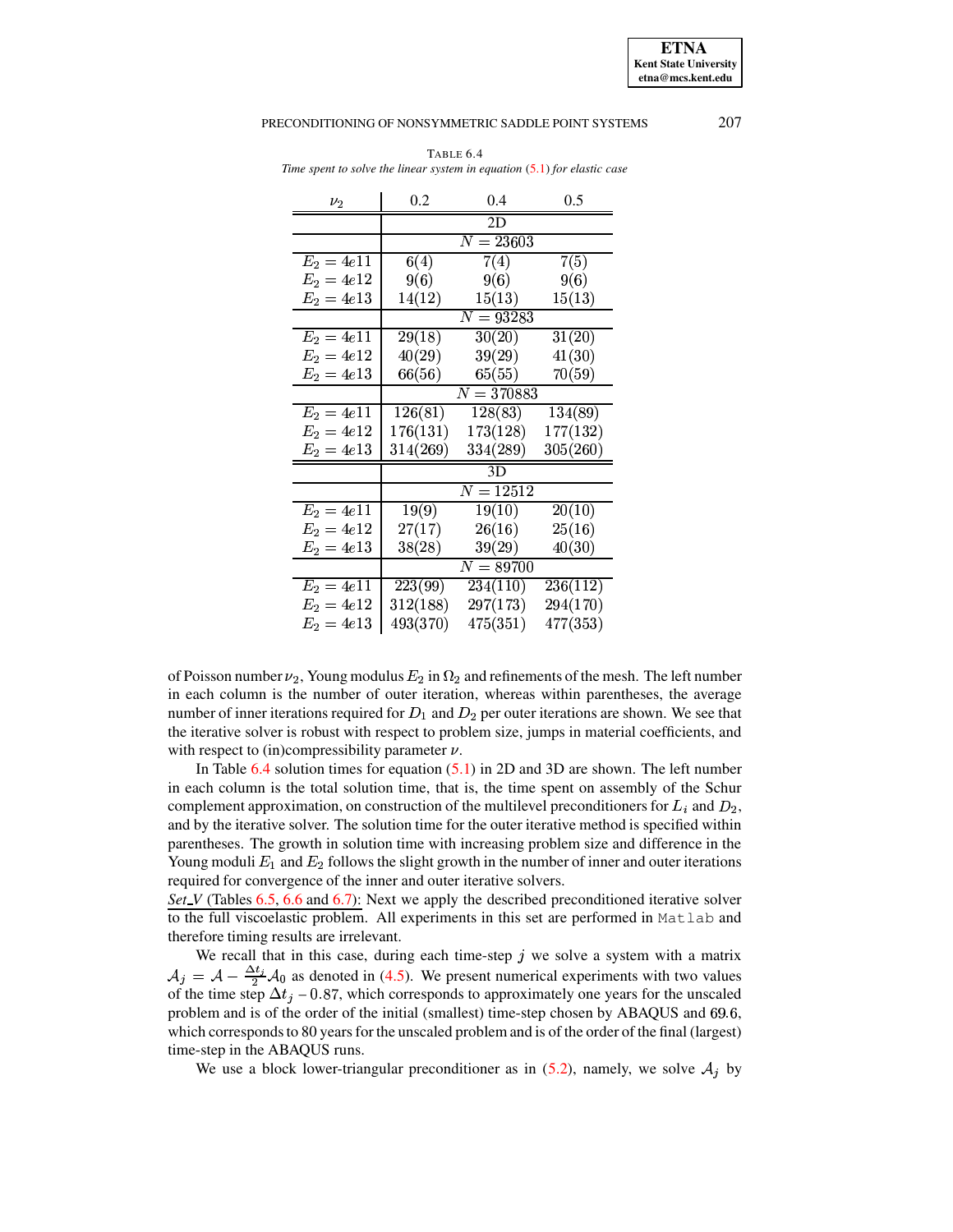TABLE 6.4
*Time spent to solve the linear system in equation (5.1) for elastic case*

| $\nu_2$ | 0.2 | 0.4 | 0.5 |
|---|---|---|---|
| | 2D | | |
| | $N = 23603$ | | |
| $E_2 = 4e11$ | $6(4)$ | $7(4)$ | $7(5)$ |
| $E_2 = 4e12$ | $9(6)$ | $9(6)$ | $9(6)$ |
| $E_2 = 4e13$ | $14(12)$ | $15(13)$ | $15(13)$ |
| | $N = 93283$ | | |
| $E_2 = 4e11$ | $29(18)$ | $30(20)$ | $31(20)$ |
| $E_2 = 4e12$ | $40(29)$ | $39(29)$ | $41(30)$ |
| $E_2 = 4e13$ | $66(56)$ | $65(55)$ | $70(59)$ |
| | $N = 370883$ | | |
| $E_2 = 4e11$ | $126(81)$ | $128(83)$ | $134(89)$ |
| $E_2 = 4e12$ | $176(131)$ | $173(128)$ | $177(132)$ |
| $E_2 = 4e13$ | $314(269)$ | $334(289)$ | $305(260)$ |
| | 3D | | |
| | $N = 12512$ | | |
| $E_2 = 4e11$ | $19(9)$ | $19(10)$ | $20(10)$ |
| $E_2 = 4e12$ | $27(17)$ | $26(16)$ | $25(16)$ |
| $E_2 = 4e13$ | $38(28)$ | $39(29)$ | $40(30)$ |
| | $N = 89700$ | | |
| $E_2 = 4e11$ | $223(99)$ | $234(110)$ | $236(112)$ |
| $E_2 = 4e12$ | $312(188)$ | $297(173)$ | $294(170)$ |
| $E_2 = 4e13$ | $493(370)$ | $475(351)$ | $477(353)$ |

of Poisson number $\nu_2$, Young modulus $E_2$ in $\Omega_2$ and refinements of the mesh. The left number in each column is the number of outer iteration, whereas within parentheses, the average number of inner iterations required for $D_1$ and $D_2$ per outer iterations are shown. We see that the iterative solver is robust with respect to problem size, jumps in material coefficients, and with respect to (in)compressibility parameter $\nu$.

In Table 6.4 solution times for equation (5.1) in 2D and 3D are shown. The left number in each column is the total solution time, that is, the time spent on assembly of the Schur complement approximation, on construction of the multilevel preconditioners for $L_i$ and $D_2$, and by the iterative solver. The solution time for the outer iterative method is specified within parentheses. The growth in solution time with increasing problem size and difference in the Young moduli $E_1$ and $E_2$ follows the slight growth in the number of inner and outer iterations required for convergence of the inner and outer iterative solvers.

*Set_V* (Tables 6.5, 6.6 and 6.7): Next we apply the described preconditioned iterative solver to the full viscoelastic problem. All experiments in this set are performed in `Matlab` and therefore timing results are irrelevant.

We recall that in this case, during each time-step $j$ we solve a system with a matrix $\mathcal{A}_j = \mathcal{A} - \frac{\Delta t_j}{2}\mathcal{A}_0$ as denoted in (4.5). We present numerical experiments with two values of the time step $\Delta t_j - 0.87$, which corresponds to approximately one years for the unscaled problem and is of the order of the initial (smallest) time-step chosen by ABAQUS and $69.6$, which corresponds to 80 years for the unscaled problem and is of the order of the final (largest) time-step in the ABAQUS runs.

We use a block lower-triangular preconditioner as in (5.2), namely, we solve $\mathcal{A}_j$ by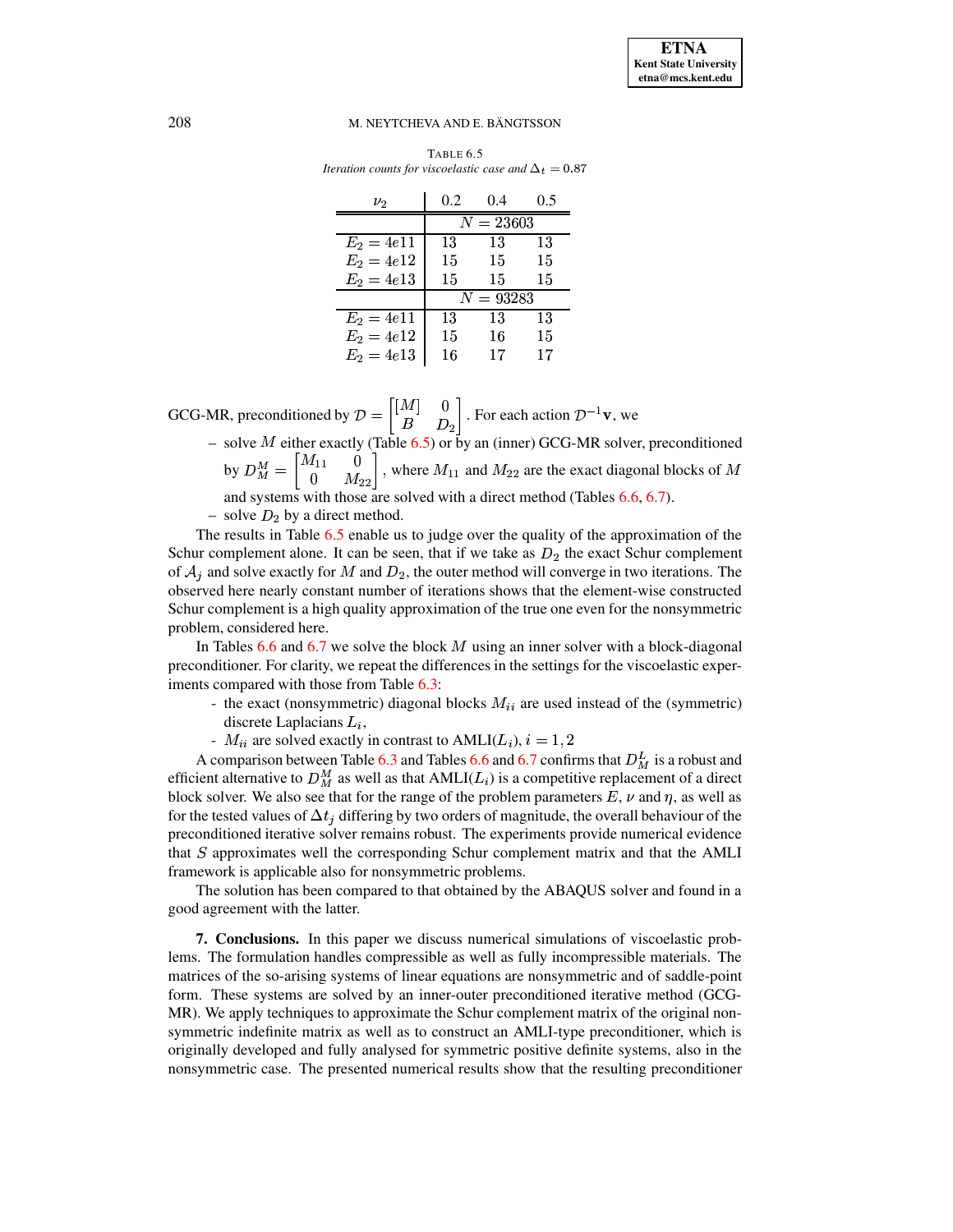TABLE 6.5
*Iteration counts for viscoelastic case and $\Delta_t = 0.87$*

| $\nu_2$ | 0.2 | 0.4 | 0.5 |
|---|---|---|---|
| | $N = 23603$ | | |
| $E_2 = 4e11$ | 13 | 13 | 13 |
| $E_2 = 4e12$ | 15 | 15 | 15 |
| $E_2 = 4e13$ | 15 | 15 | 15 |
| | $N = 93283$ | | |
| $E_2 = 4e11$ | 13 | 13 | 13 |
| $E_2 = 4e12$ | 15 | 16 | 15 |
| $E_2 = 4e13$ | 16 | 17 | 17 |

GCG-MR, preconditioned by $\mathcal{D} = \begin{bmatrix} [M] & 0 \\ B & D_2 \end{bmatrix}$. For each action $\mathcal{D}^{-1}\mathbf{v}$, we

- solve $M$ either exactly (Table 6.5) or by an (inner) GCG-MR solver, preconditioned by $D_M^M = \begin{bmatrix} M_{11} & 0 \\ 0 & M_{22} \end{bmatrix}$, where $M_{11}$ and $M_{22}$ are the exact diagonal blocks of $M$ and systems with those are solved with a direct method (Tables 6.6, 6.7).
- solve $D_2$ by a direct method.

The results in Table 6.5 enable us to judge over the quality of the approximation of the Schur complement alone. It can be seen, that if we take as $D_2$ the exact Schur complement of $\mathcal{A}_j$ and solve exactly for $M$ and $D_2$, the outer method will converge in two iterations. The observed here nearly constant number of iterations shows that the element-wise constructed Schur complement is a high quality approximation of the true one even for the nonsymmetric problem, considered here.

In Tables 6.6 and 6.7 we solve the block $M$ using an inner solver with a block-diagonal preconditioner. For clarity, we repeat the differences in the settings for the viscoelastic experiments compared with those from Table 6.3:

- the exact (nonsymmetric) diagonal blocks $M_{ii}$ are used instead of the (symmetric) discrete Laplacians $L_i$,
- $M_{ii}$ are solved exactly in contrast to AMLI($L_i$), $i = 1, 2$

A comparison between Table 6.3 and Tables 6.6 and 6.7 confirms that $D_M^L$ is a robust and efficient alternative to $D_M^M$ as well as that AMLI($L_i$) is a competitive replacement of a direct block solver. We also see that for the range of the problem parameters $E$, $\nu$ and $\eta$, as well as for the tested values of $\Delta t_j$ differing by two orders of magnitude, the overall behaviour of the preconditioned iterative solver remains robust. The experiments provide numerical evidence that $S$ approximates well the corresponding Schur complement matrix and that the AMLI framework is applicable also for nonsymmetric problems.

The solution has been compared to that obtained by the ABAQUS solver and found in a good agreement with the latter.

**7. Conclusions.** In this paper we discuss numerical simulations of viscoelastic problems. The formulation handles compressible as well as fully incompressible materials. The matrices of the so-arising systems of linear equations are nonsymmetric and of saddle-point form. These systems are solved by an inner-outer preconditioned iterative method (GCG-MR). We apply techniques to approximate the Schur complement matrix of the original nonsymmetric indefinite matrix as well as to construct an AMLI-type preconditioner, which is originally developed and fully analysed for symmetric positive definite systems, also in the nonsymmetric case. The presented numerical results show that the resulting preconditioner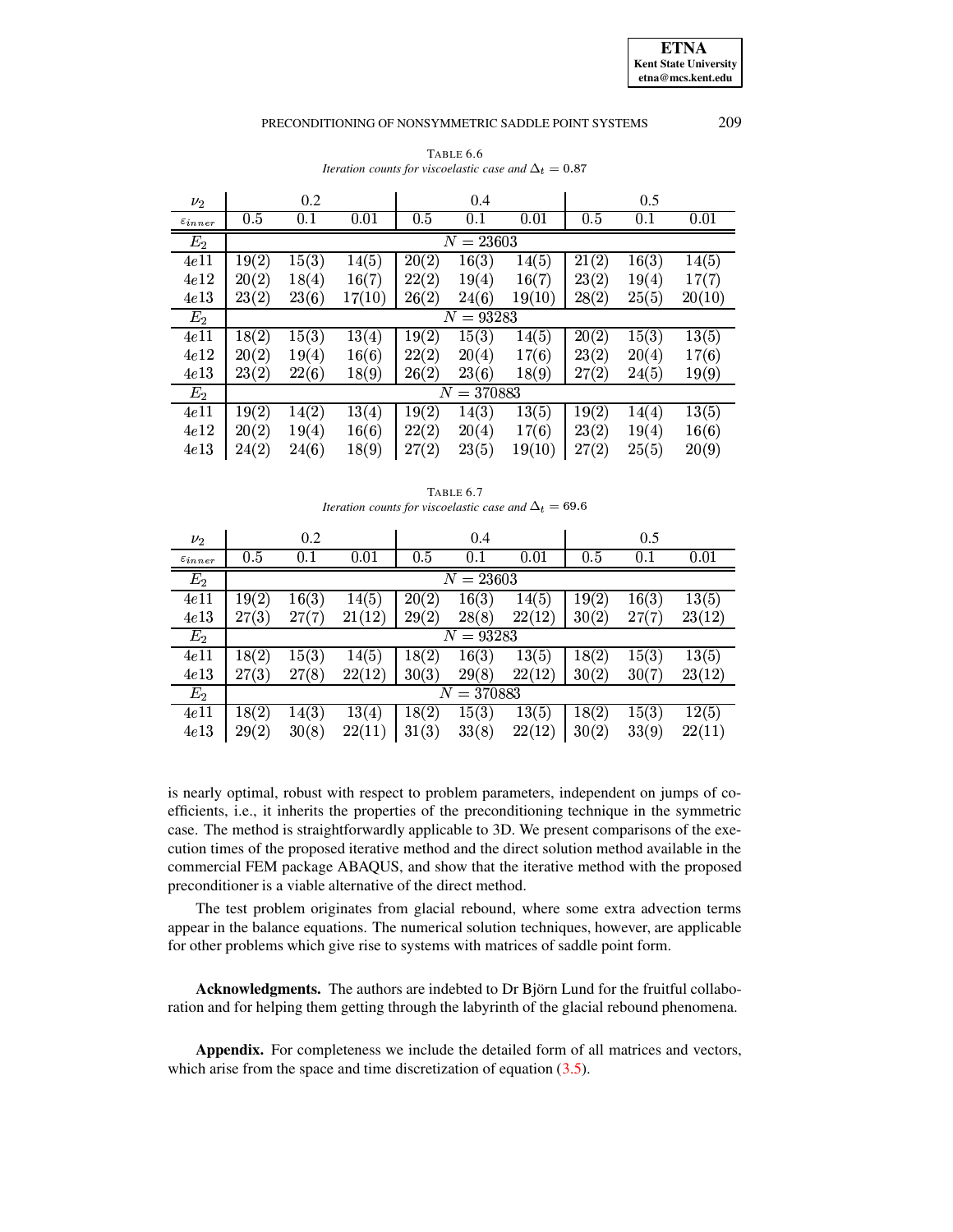TABLE 6.6
*Iteration counts for viscoelastic case and $\Delta_t = 0.87$*

| $\nu_2$ | 0.2 | | | 0.4 | | | 0.5 | | |
|---|---|---|---|---|---|---|---|---|---|
| $\varepsilon_{inner}$ | 0.5 | 0.1 | 0.01 | 0.5 | 0.1 | 0.01 | 0.5 | 0.1 | 0.01 |
| $E_2$ | $N = 23603$ | | | | | | | | |
| $4e11$ | 19(2) | 15(3) | 14(5) | 20(2) | 16(3) | 14(5) | 21(2) | 16(3) | 14(5) |
| $4e12$ | 20(2) | 18(4) | 16(7) | 22(2) | 19(4) | 16(7) | 23(2) | 19(4) | 17(7) |
| $4e13$ | 23(2) | 23(6) | 17(10) | 26(2) | 24(6) | 19(10) | 28(2) | 25(5) | 20(10) |
| $E_2$ | $N = 93283$ | | | | | | | | |
| $4e11$ | 18(2) | 15(3) | 13(4) | 19(2) | 15(3) | 14(5) | 20(2) | 15(3) | 13(5) |
| $4e12$ | 20(2) | 19(4) | 16(6) | 22(2) | 20(4) | 17(6) | 23(2) | 20(4) | 17(6) |
| $4e13$ | 23(2) | 22(6) | 18(9) | 26(2) | 23(6) | 18(9) | 27(2) | 24(5) | 19(9) |
| $E_2$ | $N = 370883$ | | | | | | | | |
| $4e11$ | 19(2) | 14(2) | 13(4) | 19(2) | 14(3) | 13(5) | 19(2) | 14(4) | 13(5) |
| $4e12$ | 20(2) | 19(4) | 16(6) | 22(2) | 20(4) | 17(6) | 23(2) | 19(4) | 16(6) |
| $4e13$ | 24(2) | 24(6) | 18(9) | 27(2) | 23(5) | 19(10) | 27(2) | 25(5) | 20(9) |

TABLE 6.7
*Iteration counts for viscoelastic case and $\Delta_t = 69.6$*

| $\nu_2$ | 0.2 | | | 0.4 | | | 0.5 | | |
|---|---|---|---|---|---|---|---|---|---|
| $\varepsilon_{inner}$ | 0.5 | 0.1 | 0.01 | 0.5 | 0.1 | 0.01 | 0.5 | 0.1 | 0.01 |
| $E_2$ | $N = 23603$ | | | | | | | | |
| $4e11$ | 19(2) | 16(3) | 14(5) | 20(2) | 16(3) | 14(5) | 19(2) | 16(3) | 13(5) |
| $4e13$ | 27(3) | 27(7) | 21(12) | 29(2) | 28(8) | 22(12) | 30(2) | 27(7) | 23(12) |
| $E_2$ | $N = 93283$ | | | | | | | | |
| $4e11$ | 18(2) | 15(3) | 14(5) | 18(2) | 16(3) | 13(5) | 18(2) | 15(3) | 13(5) |
| $4e13$ | 27(3) | 27(8) | 22(12) | 30(3) | 29(8) | 22(12) | 30(2) | 30(7) | 23(12) |
| $E_2$ | $N = 370883$ | | | | | | | | |
| $4e11$ | 18(2) | 14(3) | 13(4) | 18(2) | 15(3) | 13(5) | 18(2) | 15(3) | 12(5) |
| $4e13$ | 29(2) | 30(8) | 22(11) | 31(3) | 33(8) | 22(12) | 30(2) | 33(9) | 22(11) |

is nearly optimal, robust with respect to problem parameters, independent on jumps of coefficients, i.e., it inherits the properties of the preconditioning technique in the symmetric case. The method is straightforwardly applicable to 3D. We present comparisons of the execution times of the proposed iterative method and the direct solution method available in the commercial FEM package ABAQUS, and show that the iterative method with the proposed preconditioner is a viable alternative of the direct method.

The test problem originates from glacial rebound, where some extra advection terms appear in the balance equations. The numerical solution techniques, however, are applicable for other problems which give rise to systems with matrices of saddle point form.

**Acknowledgments.** The authors are indebted to Dr Björn Lund for the fruitful collaboration and for helping them getting through the labyrinth of the glacial rebound phenomena.

**Appendix.** For completeness we include the detailed form of all matrices and vectors, which arise from the space and time discretization of equation (3.5).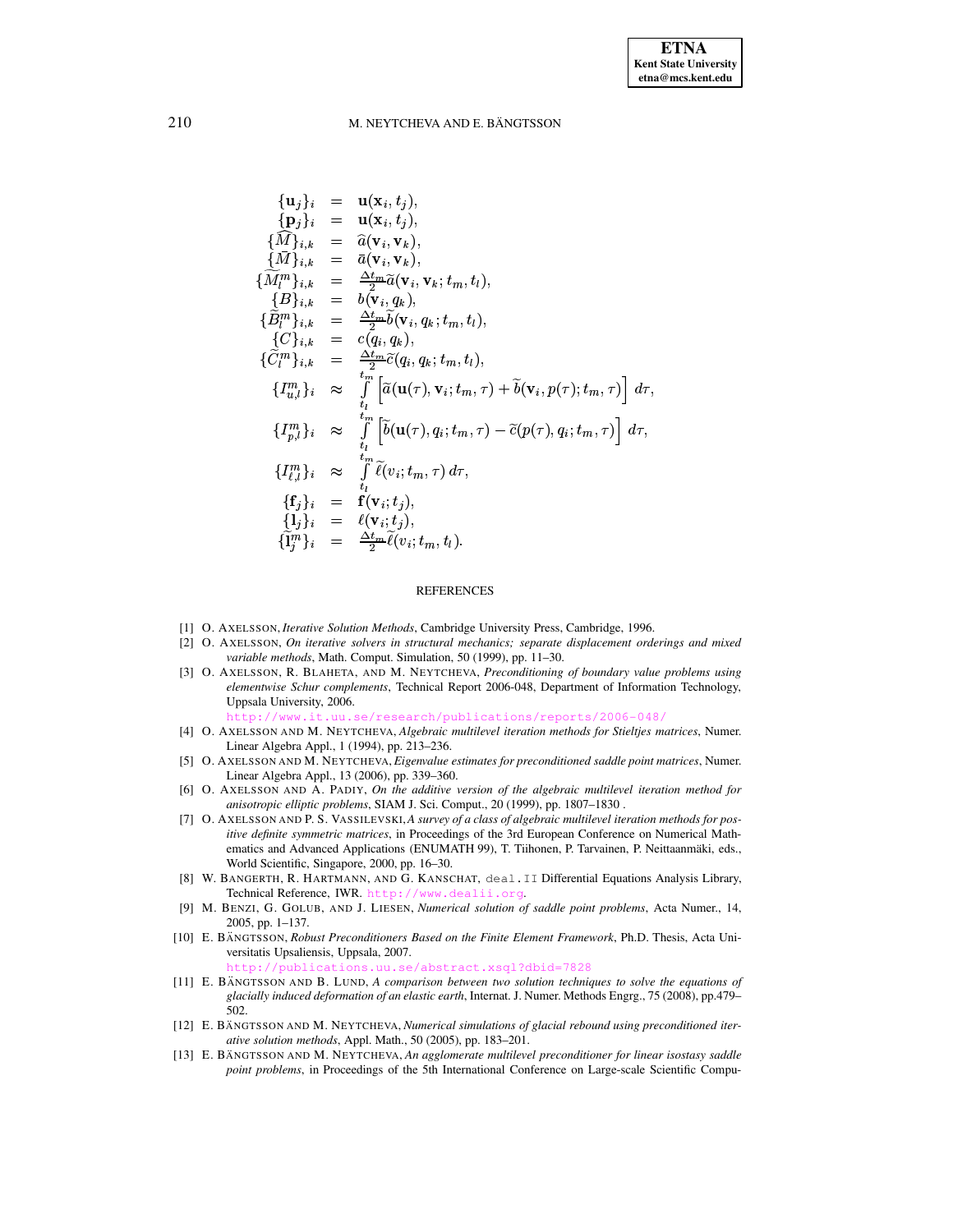$$
\begin{aligned}
\{\mathbf{u}_j\}_i &= \mathbf{u}(\mathbf{x}_i, t_j),\\
\{\mathbf{p}_j\}_i &= \mathbf{u}(\mathbf{x}_i, t_j),\\
\{\widehat{M}\}_{i,k} &= \widehat{a}(\mathbf{v}_i, \mathbf{v}_k),\\
\{\bar{M}\}_{i,k} &= \bar{a}(\mathbf{v}_i, \mathbf{v}_k),\\
\{\widetilde{M}_l^m\}_{i,k} &= \tfrac{\Delta t_m}{2}\widetilde{a}(\mathbf{v}_i, \mathbf{v}_k; t_m, t_l),\\
\{B\}_{i,k} &= b(\mathbf{v}_i, q_k),\\
\{\widetilde{B}_l^m\}_{i,k} &= \tfrac{\Delta t_m}{2}\widetilde{b}(\mathbf{v}_i, q_k; t_m, t_l),\\
\{C\}_{i,k} &= c(q_i, q_k),\\
\{\widetilde{C}_l^m\}_{i,k} &= \tfrac{\Delta t_m}{2}\widetilde{c}(q_i, q_k; t_m, t_l),\\
\{I_{u,l}^m\}_i &\approx \int_{t_l}^{t_m}\Big[\widetilde{a}(\mathbf{u}(\tau), \mathbf{v}_i; t_m, \tau) + \widetilde{b}(\mathbf{v}_i, p(\tau); t_m, \tau)\Big]\, d\tau,\\
\{I_{p,l}^m\}_i &\approx \int_{t_l}^{t_m}\Big[\widetilde{b}(\mathbf{u}(\tau), q_i; t_m, \tau) - \widetilde{c}(p(\tau), q_i; t_m, \tau)\Big]\, d\tau,\\
\{I_{\ell,l}^m\}_i &\approx \int_{t_l}^{t_m}\widetilde{\ell}(v_i; t_m, \tau)\, d\tau,\\
\{\mathbf{f}_j\}_i &= \mathbf{f}(\mathbf{v}_i; t_j),\\
\{\mathbf{l}_j\}_i &= \ell(\mathbf{v}_i; t_j),\\
\{\widetilde{\mathbf{l}}_j^m\}_i &= \tfrac{\Delta t_m}{2}\widetilde{\ell}(v_i; t_m, t_l).
\end{aligned}
$$

## REFERENCES

[1] O. AXELSSON, *Iterative Solution Methods*, Cambridge University Press, Cambridge, 1996.

[2] O. AXELSSON, *On iterative solvers in structural mechanics; separate displacement orderings and mixed variable methods*, Math. Comput. Simulation, 50 (1999), pp. 11–30.

[3] O. AXELSSON, R. BLAHETA, AND M. NEYTCHEVA, *Preconditioning of boundary value problems using elementwise Schur complements*, Technical Report 2006-048, Department of Information Technology, Uppsala University, 2006.
http://www.it.uu.se/research/publications/reports/2006-048/

[4] O. AXELSSON AND M. NEYTCHEVA, *Algebraic multilevel iteration methods for Stieltjes matrices*, Numer. Linear Algebra Appl., 1 (1994), pp. 213–236.

[5] O. AXELSSON AND M. NEYTCHEVA, *Eigenvalue estimates for preconditioned saddle point matrices*, Numer. Linear Algebra Appl., 13 (2006), pp. 339–360.

[6] O. AXELSSON AND A. PADIY, *On the additive version of the algebraic multilevel iteration method for anisotropic elliptic problems*, SIAM J. Sci. Comput., 20 (1999), pp. 1807–1830 .

[7] O. AXELSSON AND P. S. VASSILEVSKI, *A survey of a class of algebraic multilevel iteration methods for positive definite symmetric matrices*, in Proceedings of the 3rd European Conference on Numerical Mathematics and Advanced Applications (ENUMATH 99), T. Tiihonen, P. Tarvainen, P. Neittaanmäki, eds., World Scientific, Singapore, 2000, pp. 16–30.

[8] W. BANGERTH, R. HARTMANN, AND G. KANSCHAT, `deal.II` Differential Equations Analysis Library, Technical Reference, IWR. http://www.dealii.org.

[9] M. BENZI, G. GOLUB, AND J. LIESEN, *Numerical solution of saddle point problems*, Acta Numer., 14, 2005, pp. 1–137.

[10] E. BÄNGTSSON, *Robust Preconditioners Based on the Finite Element Framework*, Ph.D. Thesis, Acta Universitatis Upsaliensis, Uppsala, 2007.
http://publications.uu.se/abstract.xsql?dbid=7828

[11] E. BÄNGTSSON AND B. LUND, *A comparison between two solution techniques to solve the equations of glacially induced deformation of an elastic earth*, Internat. J. Numer. Methods Engrg., 75 (2008), pp.479–502.

[12] E. BÄNGTSSON AND M. NEYTCHEVA, *Numerical simulations of glacial rebound using preconditioned iterative solution methods*, Appl. Math., 50 (2005), pp. 183–201.

[13] E. BÄNGTSSON AND M. NEYTCHEVA, *An agglomerate multilevel preconditioner for linear isostasy saddle point problems*, in Proceedings of the 5th International Conference on Large-scale Scientific Compu-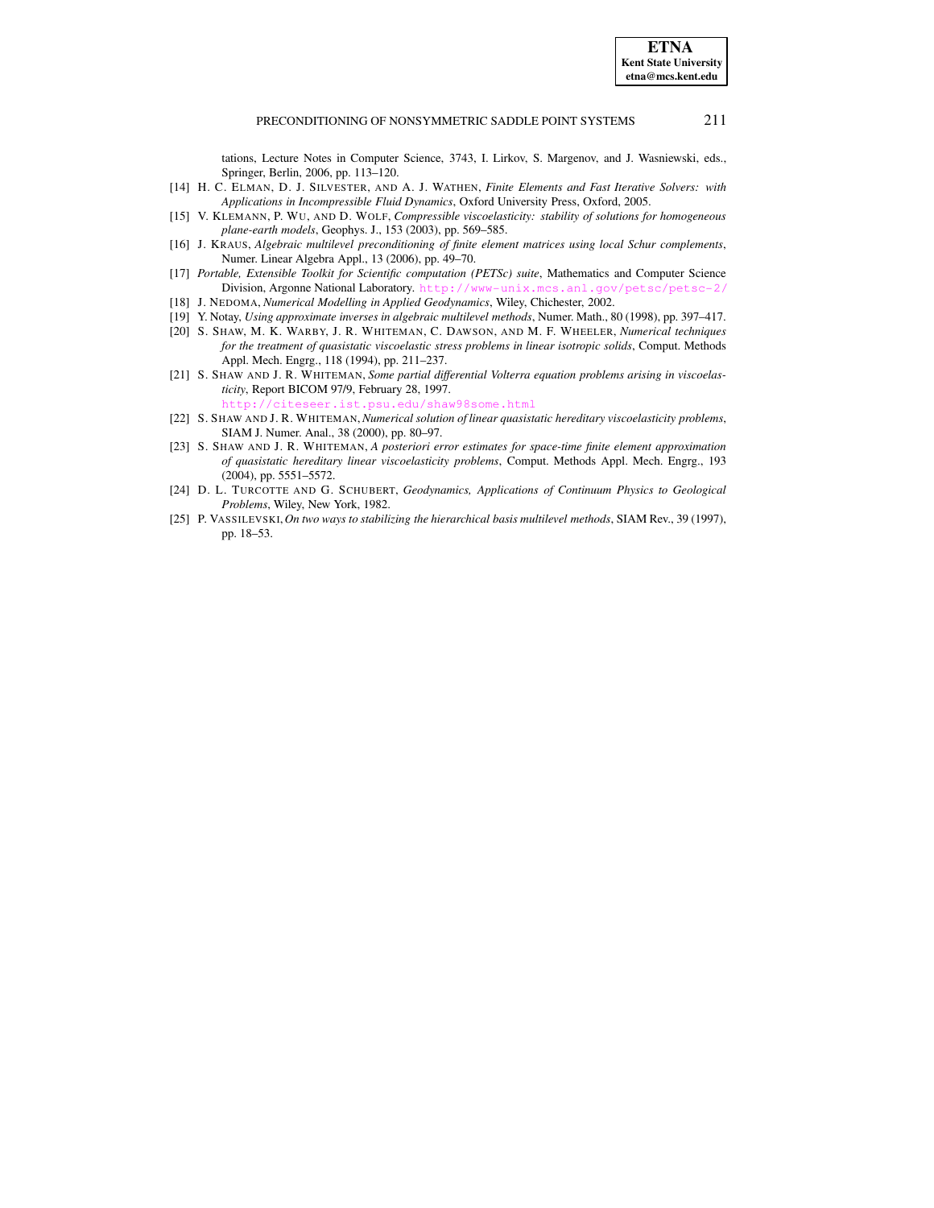tations, Lecture Notes in Computer Science, 3743, I. Lirkov, S. Margenov, and J. Wasniewski, eds., Springer, Berlin, 2006, pp. 113–120.

[14] H. C. Elman, D. J. Silvester, and A. J. Wathen, *Finite Elements and Fast Iterative Solvers: with Applications in Incompressible Fluid Dynamics*, Oxford University Press, Oxford, 2005.

[15] V. Klemann, P. Wu, and D. Wolf, *Compressible viscoelasticity: stability of solutions for homogeneous plane-earth models*, Geophys. J., 153 (2003), pp. 569–585.

[16] J. Kraus, *Algebraic multilevel preconditioning of finite element matrices using local Schur complements*, Numer. Linear Algebra Appl., 13 (2006), pp. 49–70.

[17] *Portable, Extensible Toolkit for Scientific computation (PETSc) suite*, Mathematics and Computer Science Division, Argonne National Laboratory. http://www-unix.mcs.anl.gov/petsc/petsc-2/

[18] J. Nedoma, *Numerical Modelling in Applied Geodynamics*, Wiley, Chichester, 2002.

[19] Y. Notay, *Using approximate inverses in algebraic multilevel methods*, Numer. Math., 80 (1998), pp. 397–417.

[20] S. Shaw, M. K. Warby, J. R. Whiteman, C. Dawson, and M. F. Wheeler, *Numerical techniques for the treatment of quasistatic viscoelastic stress problems in linear isotropic solids*, Comput. Methods Appl. Mech. Engrg., 118 (1994), pp. 211–237.

[21] S. Shaw and J. R. Whiteman, *Some partial differential Volterra equation problems arising in viscoelasticity*, Report BICOM 97/9, February 28, 1997.
http://citeseer.ist.psu.edu/shaw98some.html

[22] S. Shaw and J. R. Whiteman, *Numerical solution of linear quasistatic hereditary viscoelasticity problems*, SIAM J. Numer. Anal., 38 (2000), pp. 80–97.

[23] S. Shaw and J. R. Whiteman, *A posteriori error estimates for space-time finite element approximation of quasistatic hereditary linear viscoelasticity problems*, Comput. Methods Appl. Mech. Engrg., 193 (2004), pp. 5551–5572.

[24] D. L. Turcotte and G. Schubert, *Geodynamics, Applications of Continuum Physics to Geological Problems*, Wiley, New York, 1982.

[25] P. Vassilevski, *On two ways to stabilizing the hierarchical basis multilevel methods*, SIAM Rev., 39 (1997), pp. 18–53.